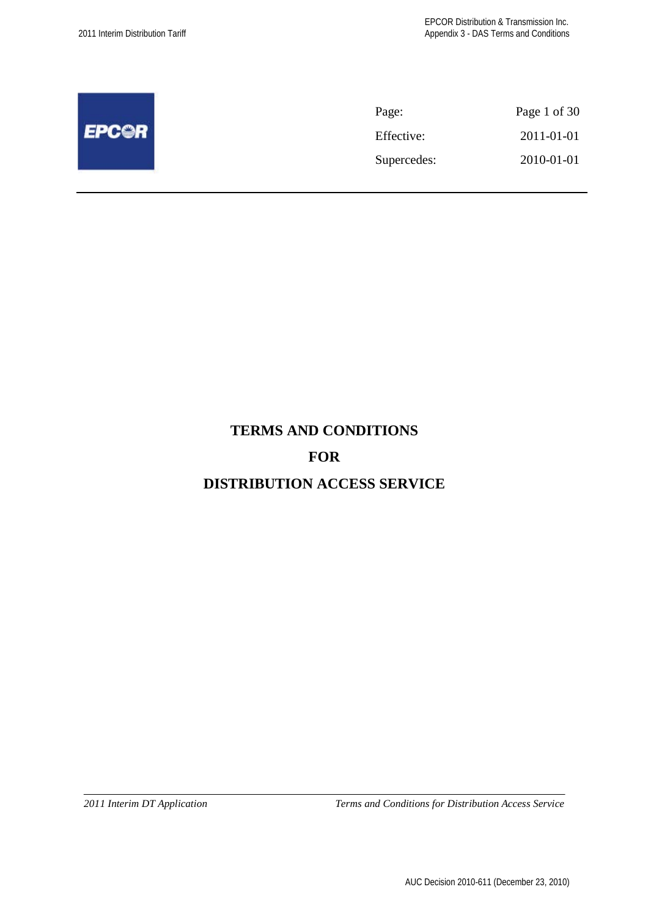| Page: | Page 1 of 30 |
| --- | --- |
| Effective: | 2011-01-01 |
| Supercedes: | 2010-01-01 |

# TERMS AND CONDITIONS

# FOR

# DISTRIBUTION ACCESS SERVICE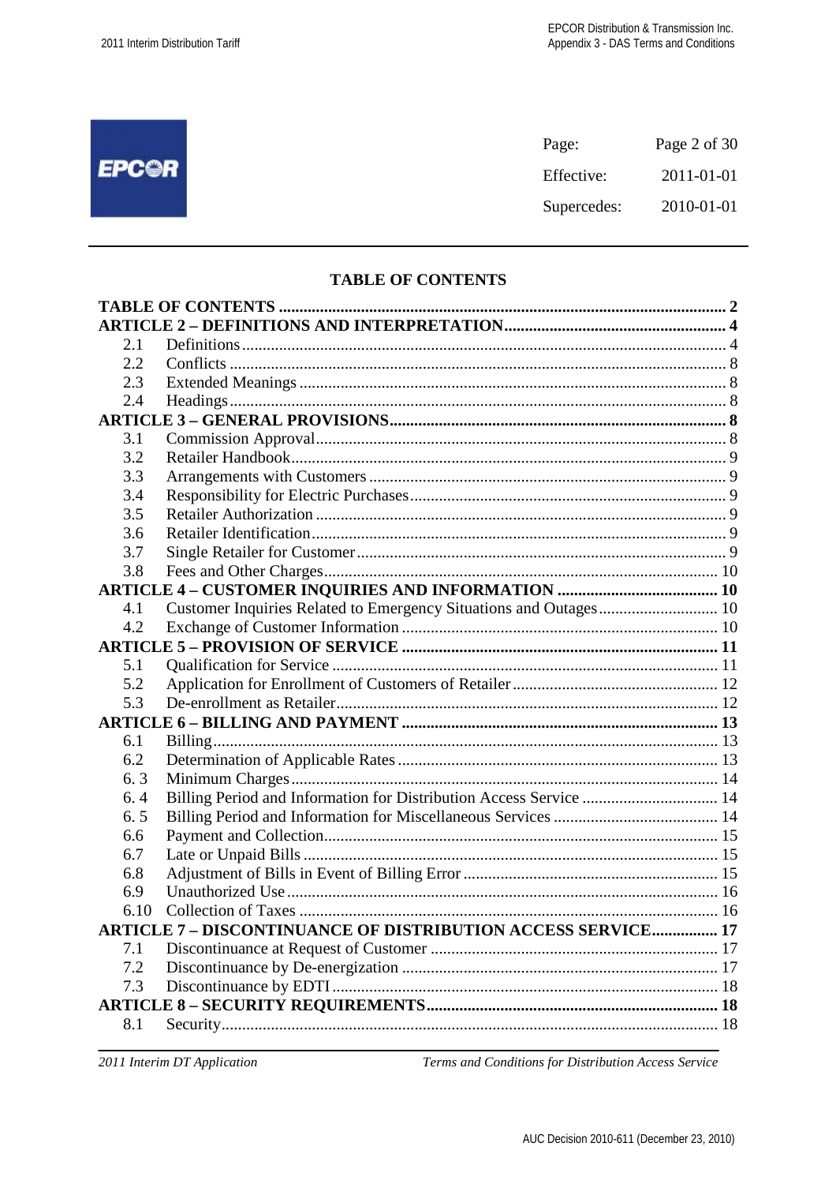## TABLE OF CONTENTS

**TABLE OF CONTENTS** ........ **2**

**ARTICLE 2 – DEFINITIONS AND INTERPRETATION** ........ **4**

- 2.1 Definitions ........ 4
- 2.2 Conflicts ........ 8
- 2.3 Extended Meanings ........ 8
- 2.4 Headings ........ 8

**ARTICLE 3 – GENERAL PROVISIONS** ........ **8**

- 3.1 Commission Approval ........ 8
- 3.2 Retailer Handbook ........ 9
- 3.3 Arrangements with Customers ........ 9
- 3.4 Responsibility for Electric Purchases ........ 9
- 3.5 Retailer Authorization ........ 9
- 3.6 Retailer Identification ........ 9
- 3.7 Single Retailer for Customer ........ 9
- 3.8 Fees and Other Charges ........ 10

**ARTICLE 4 – CUSTOMER INQUIRIES AND INFORMATION** ........ **10**

- 4.1 Customer Inquiries Related to Emergency Situations and Outages ........ 10
- 4.2 Exchange of Customer Information ........ 10

**ARTICLE 5 – PROVISION OF SERVICE** ........ **11**

- 5.1 Qualification for Service ........ 11
- 5.2 Application for Enrollment of Customers of Retailer ........ 12
- 5.3 De-enrollment as Retailer ........ 12

**ARTICLE 6 – BILLING AND PAYMENT** ........ **13**

- 6.1 Billing ........ 13
- 6.2 Determination of Applicable Rates ........ 13
- 6. 3 Minimum Charges ........ 14
- 6. 4 Billing Period and Information for Distribution Access Service ........ 14
- 6. 5 Billing Period and Information for Miscellaneous Services ........ 14
- 6.6 Payment and Collection ........ 15
- 6.7 Late or Unpaid Bills ........ 15
- 6.8 Adjustment of Bills in Event of Billing Error ........ 15
- 6.9 Unauthorized Use ........ 16
- 6.10 Collection of Taxes ........ 16

**ARTICLE 7 – DISCONTINUANCE OF DISTRIBUTION ACCESS SERVICE** ........ **17**

- 7.1 Discontinuance at Request of Customer ........ 17
- 7.2 Discontinuance by De-energization ........ 17
- 7.3 Discontinuance by EDTI ........ 18

**ARTICLE 8 – SECURITY REQUIREMENTS** ........ **18**

- 8.1 Security ........ 18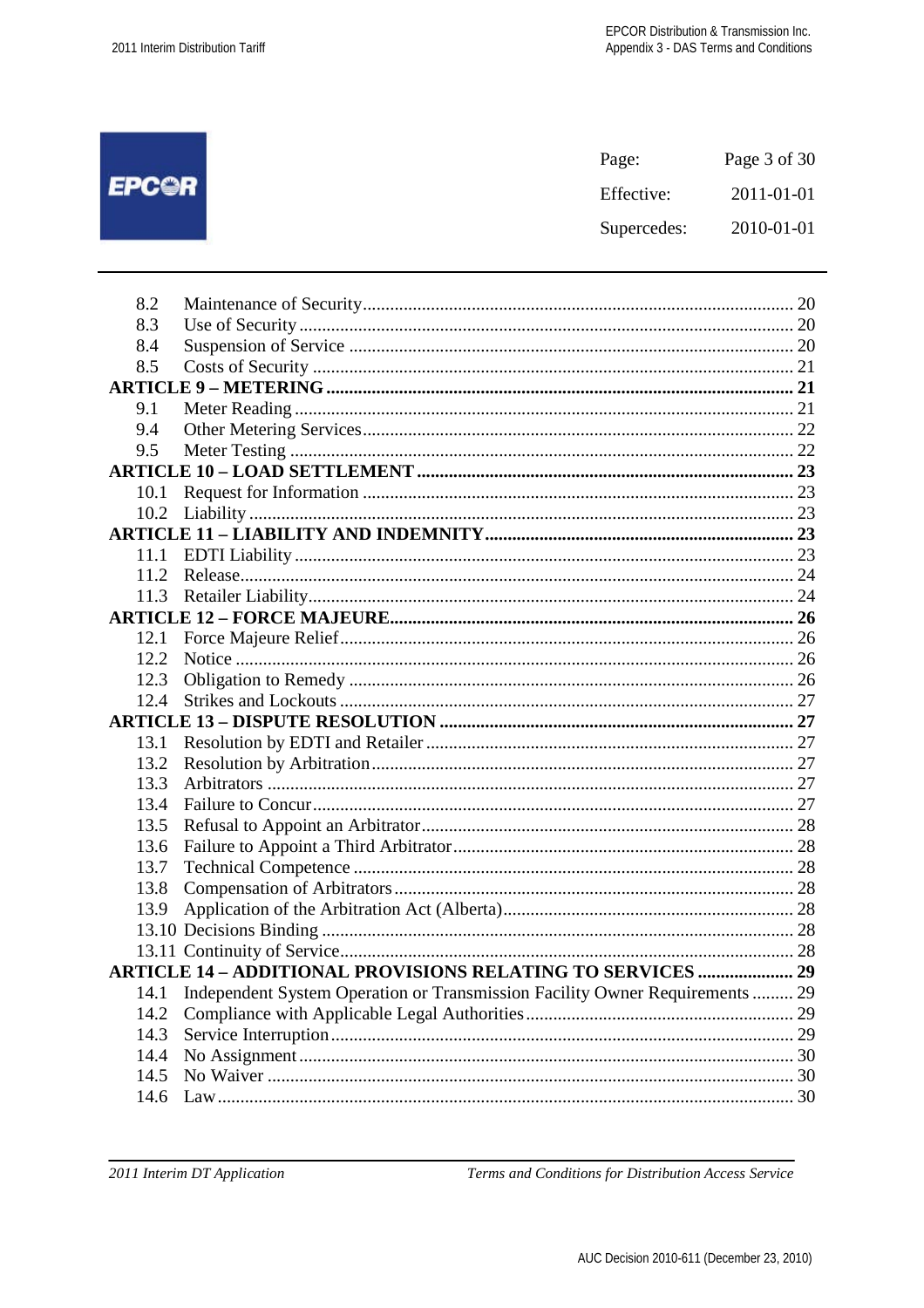8.2 Maintenance of Security ........................................................................................ 20
8.3 Use of Security ........................................................................................ 20
8.4 Suspension of Service ........................................................................................ 20
8.5 Costs of Security ........................................................................................ 21

**ARTICLE 9 – METERING ........................................................................................ 21**

9.1 Meter Reading ........................................................................................ 21
9.4 Other Metering Services ........................................................................................ 22
9.5 Meter Testing ........................................................................................ 22

**ARTICLE 10 – LOAD SETTLEMENT ........................................................................................ 23**

10.1 Request for Information ........................................................................................ 23
10.2 Liability ........................................................................................ 23

**ARTICLE 11 – LIABILITY AND INDEMNITY ........................................................................................ 23**

11.1 EDTI Liability ........................................................................................ 23
11.2 Release ........................................................................................ 24
11.3 Retailer Liability ........................................................................................ 24

**ARTICLE 12 – FORCE MAJEURE ........................................................................................ 26**

12.1 Force Majeure Relief ........................................................................................ 26
12.2 Notice ........................................................................................ 26
12.3 Obligation to Remedy ........................................................................................ 26
12.4 Strikes and Lockouts ........................................................................................ 27

**ARTICLE 13 – DISPUTE RESOLUTION ........................................................................................ 27**

13.1 Resolution by EDTI and Retailer ........................................................................................ 27
13.2 Resolution by Arbitration ........................................................................................ 27
13.3 Arbitrators ........................................................................................ 27
13.4 Failure to Concur ........................................................................................ 27
13.5 Refusal to Appoint an Arbitrator ........................................................................................ 28
13.6 Failure to Appoint a Third Arbitrator ........................................................................................ 28
13.7 Technical Competence ........................................................................................ 28
13.8 Compensation of Arbitrators ........................................................................................ 28
13.9 Application of the Arbitration Act (Alberta) ........................................................................................ 28
13.10 Decisions Binding ........................................................................................ 28
13.11 Continuity of Service ........................................................................................ 28

**ARTICLE 14 – ADDITIONAL PROVISIONS RELATING TO SERVICES ........................................................................................ 29**

14.1 Independent System Operation or Transmission Facility Owner Requirements ......... 29
14.2 Compliance with Applicable Legal Authorities ........................................................................................ 29
14.3 Service Interruption ........................................................................................ 29
14.4 No Assignment ........................................................................................ 30
14.5 No Waiver ........................................................................................ 30
14.6 Law ........................................................................................ 30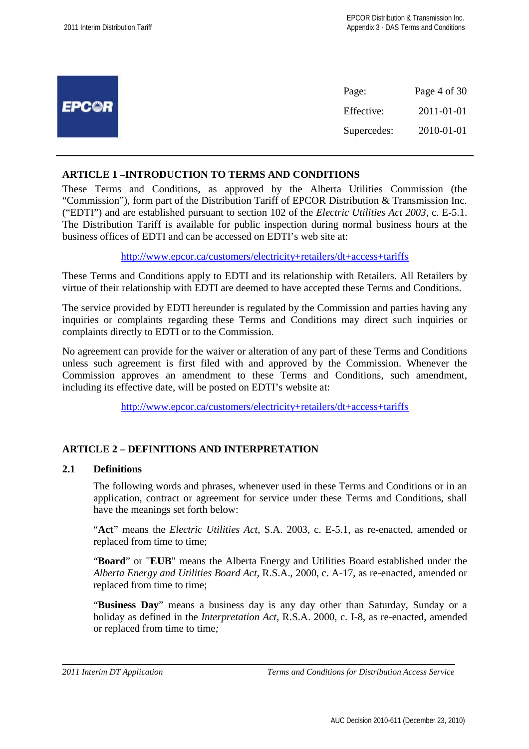## ARTICLE 1 –INTRODUCTION TO TERMS AND CONDITIONS

These Terms and Conditions, as approved by the Alberta Utilities Commission (the "Commission"), form part of the Distribution Tariff of EPCOR Distribution & Transmission Inc. ("EDTI") and are established pursuant to section 102 of the *Electric Utilities Act 2003*, c. E-5.1. The Distribution Tariff is available for public inspection during normal business hours at the business offices of EDTI and can be accessed on EDTI's web site at:

http://www.epcor.ca/customers/electricity+retailers/dt+access+tariffs

These Terms and Conditions apply to EDTI and its relationship with Retailers. All Retailers by virtue of their relationship with EDTI are deemed to have accepted these Terms and Conditions.

The service provided by EDTI hereunder is regulated by the Commission and parties having any inquiries or complaints regarding these Terms and Conditions may direct such inquiries or complaints directly to EDTI or to the Commission.

No agreement can provide for the waiver or alteration of any part of these Terms and Conditions unless such agreement is first filed with and approved by the Commission. Whenever the Commission approves an amendment to these Terms and Conditions, such amendment, including its effective date, will be posted on EDTI's website at:

http://www.epcor.ca/customers/electricity+retailers/dt+access+tariffs

## ARTICLE 2 – DEFINITIONS AND INTERPRETATION

### 2.1 Definitions

The following words and phrases, whenever used in these Terms and Conditions or in an application, contract or agreement for service under these Terms and Conditions, shall have the meanings set forth below:

"**Act**" means the *Electric Utilities Act*, S.A. 2003, c. E-5.1, as re-enacted, amended or replaced from time to time;

"**Board**" or "**EUB**" means the Alberta Energy and Utilities Board established under the *Alberta Energy and Utilities Board Act*, R.S.A., 2000, c. A-17, as re-enacted, amended or replaced from time to time;

"**Business Day**" means a business day is any day other than Saturday, Sunday or a holiday as defined in the *Interpretation Act*, R.S.A. 2000, c. I-8, as re-enacted, amended or replaced from time to time;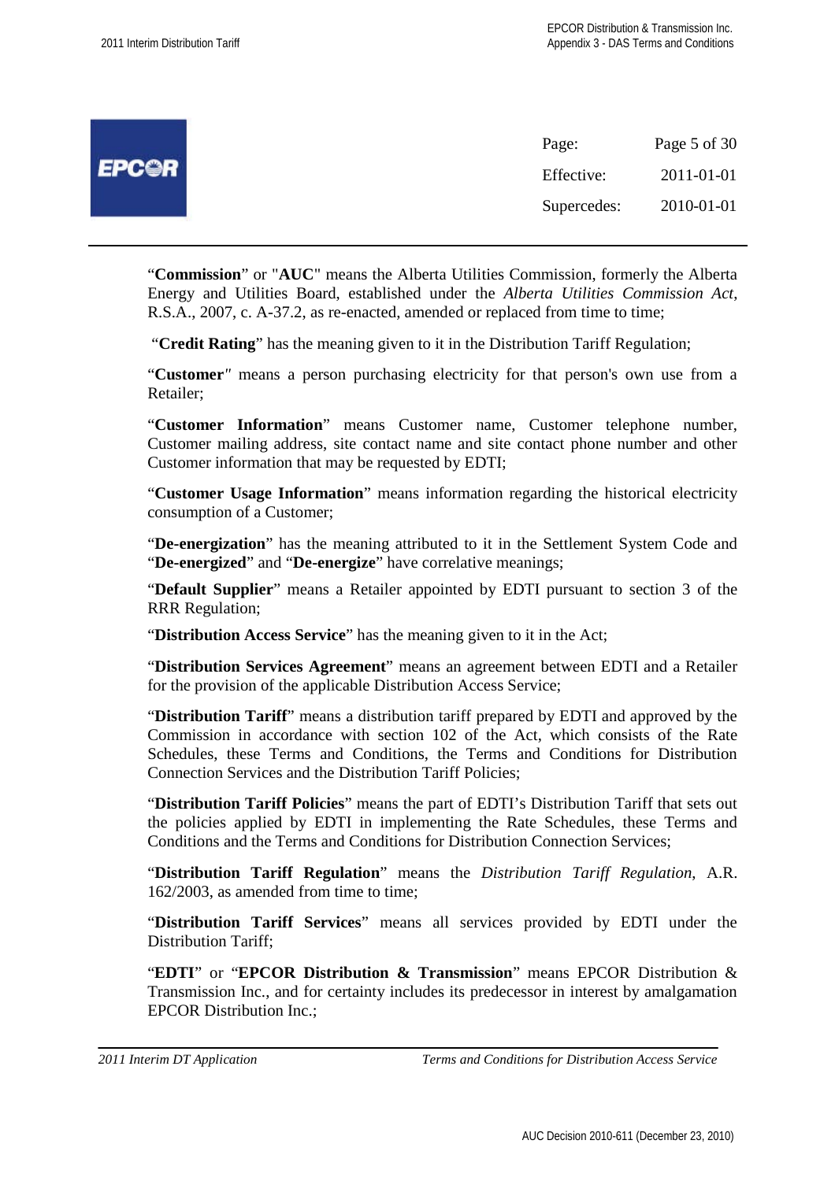"**Commission**" or "**AUC**" means the Alberta Utilities Commission, formerly the Alberta Energy and Utilities Board, established under the *Alberta Utilities Commission Act*, R.S.A., 2007, c. A-37.2, as re-enacted, amended or replaced from time to time;

"**Credit Rating**" has the meaning given to it in the Distribution Tariff Regulation;

"**Customer**" means a person purchasing electricity for that person's own use from a Retailer;

"**Customer Information**" means Customer name, Customer telephone number, Customer mailing address, site contact name and site contact phone number and other Customer information that may be requested by EDTI;

"**Customer Usage Information**" means information regarding the historical electricity consumption of a Customer;

"**De-energization**" has the meaning attributed to it in the Settlement System Code and "**De-energized**" and "**De-energize**" have correlative meanings;

"**Default Supplier**" means a Retailer appointed by EDTI pursuant to section 3 of the RRR Regulation;

"**Distribution Access Service**" has the meaning given to it in the Act;

"**Distribution Services Agreement**" means an agreement between EDTI and a Retailer for the provision of the applicable Distribution Access Service;

"**Distribution Tariff**" means a distribution tariff prepared by EDTI and approved by the Commission in accordance with section 102 of the Act, which consists of the Rate Schedules, these Terms and Conditions, the Terms and Conditions for Distribution Connection Services and the Distribution Tariff Policies;

"**Distribution Tariff Policies**" means the part of EDTI's Distribution Tariff that sets out the policies applied by EDTI in implementing the Rate Schedules, these Terms and Conditions and the Terms and Conditions for Distribution Connection Services;

"**Distribution Tariff Regulation**" means the *Distribution Tariff Regulation*, A.R. 162/2003, as amended from time to time;

"**Distribution Tariff Services**" means all services provided by EDTI under the Distribution Tariff;

"**EDTI**" or "**EPCOR Distribution & Transmission**" means EPCOR Distribution & Transmission Inc., and for certainty includes its predecessor in interest by amalgamation EPCOR Distribution Inc.;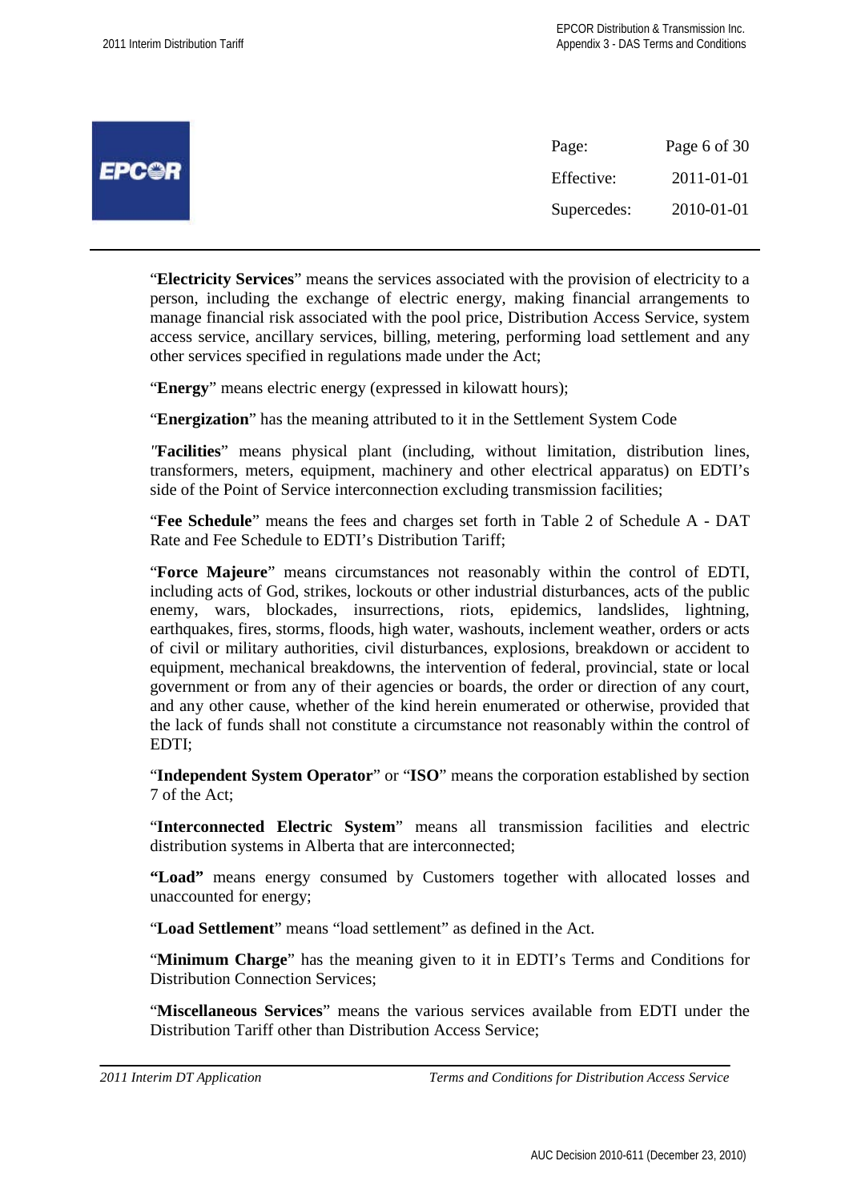"**Electricity Services**" means the services associated with the provision of electricity to a person, including the exchange of electric energy, making financial arrangements to manage financial risk associated with the pool price, Distribution Access Service, system access service, ancillary services, billing, metering, performing load settlement and any other services specified in regulations made under the Act;

"**Energy**" means electric energy (expressed in kilowatt hours);

"**Energization**" has the meaning attributed to it in the Settlement System Code

*"***Facilities**" means physical plant (including, without limitation, distribution lines, transformers, meters, equipment, machinery and other electrical apparatus) on EDTI's side of the Point of Service interconnection excluding transmission facilities;

"**Fee Schedule**" means the fees and charges set forth in Table 2 of Schedule A - DAT Rate and Fee Schedule to EDTI's Distribution Tariff;

"**Force Majeure**" means circumstances not reasonably within the control of EDTI, including acts of God, strikes, lockouts or other industrial disturbances, acts of the public enemy, wars, blockades, insurrections, riots, epidemics, landslides, lightning, earthquakes, fires, storms, floods, high water, washouts, inclement weather, orders or acts of civil or military authorities, civil disturbances, explosions, breakdown or accident to equipment, mechanical breakdowns, the intervention of federal, provincial, state or local government or from any of their agencies or boards, the order or direction of any court, and any other cause, whether of the kind herein enumerated or otherwise, provided that the lack of funds shall not constitute a circumstance not reasonably within the control of EDTI;

"**Independent System Operator**" or "**ISO**" means the corporation established by section 7 of the Act;

"**Interconnected Electric System**" means all transmission facilities and electric distribution systems in Alberta that are interconnected;

**"Load"** means energy consumed by Customers together with allocated losses and unaccounted for energy;

"**Load Settlement**" means "load settlement" as defined in the Act.

"**Minimum Charge**" has the meaning given to it in EDTI's Terms and Conditions for Distribution Connection Services;

"**Miscellaneous Services**" means the various services available from EDTI under the Distribution Tariff other than Distribution Access Service;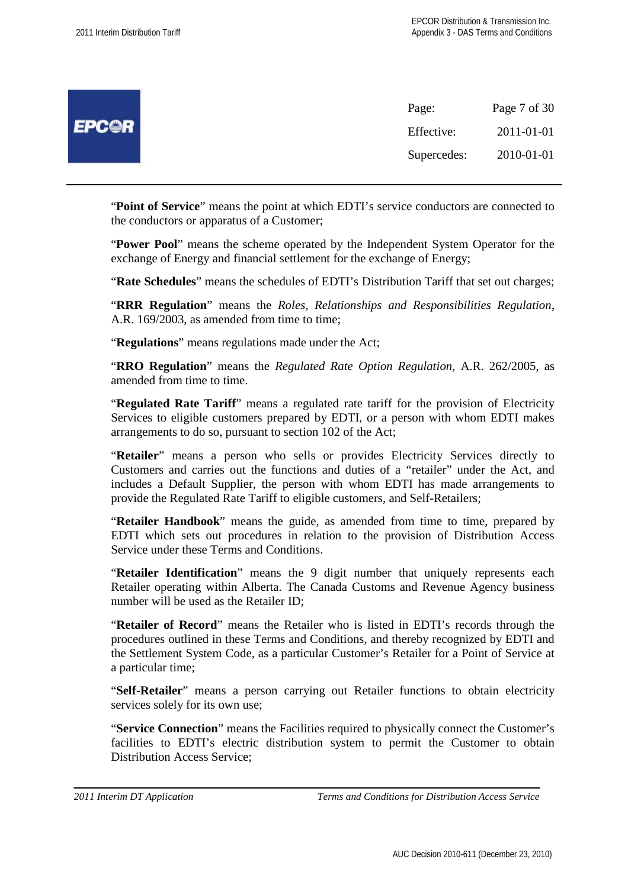"**Point of Service**" means the point at which EDTI's service conductors are connected to the conductors or apparatus of a Customer;

"**Power Pool**" means the scheme operated by the Independent System Operator for the exchange of Energy and financial settlement for the exchange of Energy;

"**Rate Schedules**" means the schedules of EDTI's Distribution Tariff that set out charges;

"**RRR Regulation**" means the *Roles, Relationships and Responsibilities Regulation*, A.R. 169/2003, as amended from time to time;

"**Regulations**" means regulations made under the Act;

"**RRO Regulation**" means the *Regulated Rate Option Regulation*, A.R. 262/2005, as amended from time to time.

"**Regulated Rate Tariff**" means a regulated rate tariff for the provision of Electricity Services to eligible customers prepared by EDTI, or a person with whom EDTI makes arrangements to do so, pursuant to section 102 of the Act;

"**Retailer**" means a person who sells or provides Electricity Services directly to Customers and carries out the functions and duties of a "retailer" under the Act, and includes a Default Supplier, the person with whom EDTI has made arrangements to provide the Regulated Rate Tariff to eligible customers, and Self-Retailers;

"**Retailer Handbook**" means the guide, as amended from time to time, prepared by EDTI which sets out procedures in relation to the provision of Distribution Access Service under these Terms and Conditions.

"**Retailer Identification**" means the 9 digit number that uniquely represents each Retailer operating within Alberta. The Canada Customs and Revenue Agency business number will be used as the Retailer ID;

"**Retailer of Record**" means the Retailer who is listed in EDTI's records through the procedures outlined in these Terms and Conditions, and thereby recognized by EDTI and the Settlement System Code, as a particular Customer's Retailer for a Point of Service at a particular time;

"**Self-Retailer**" means a person carrying out Retailer functions to obtain electricity services solely for its own use;

"**Service Connection**" means the Facilities required to physically connect the Customer's facilities to EDTI's electric distribution system to permit the Customer to obtain Distribution Access Service;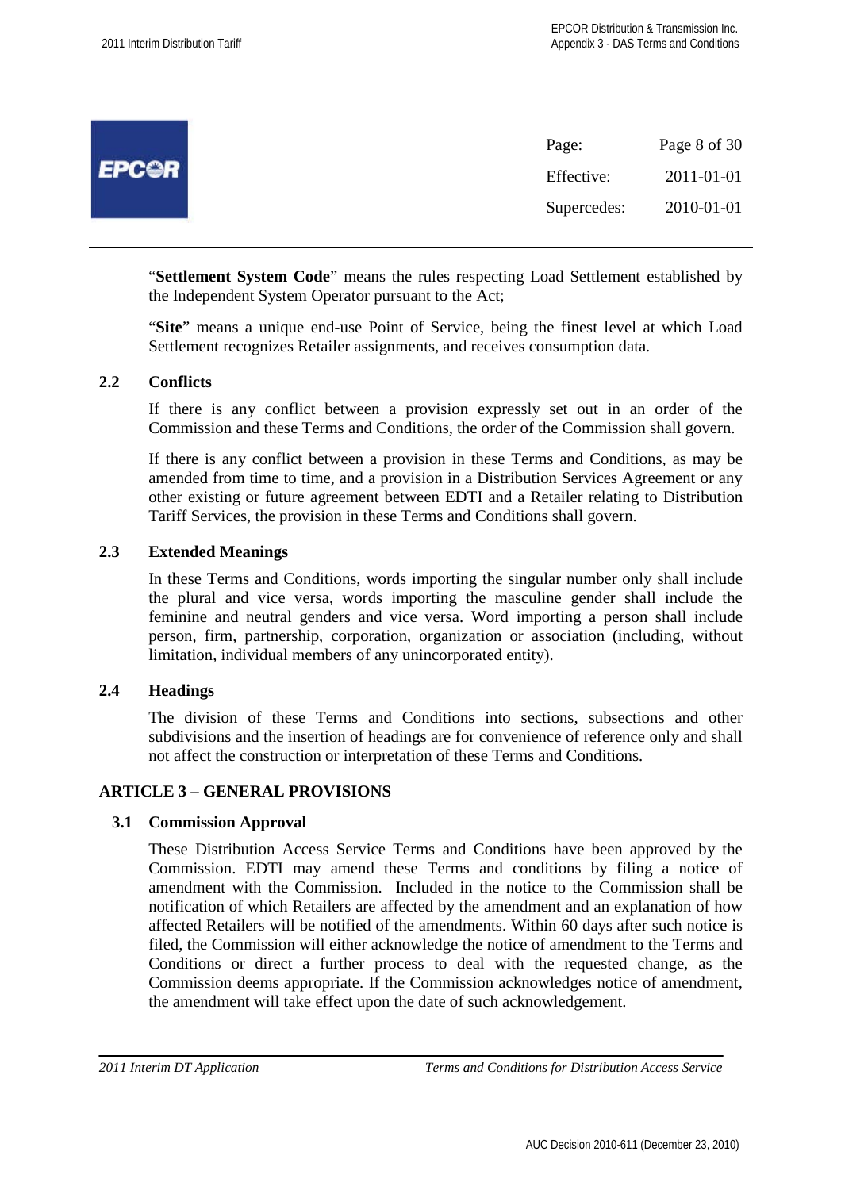"**Settlement System Code**" means the rules respecting Load Settlement established by the Independent System Operator pursuant to the Act;

"**Site**" means a unique end-use Point of Service, being the finest level at which Load Settlement recognizes Retailer assignments, and receives consumption data.

### 2.2 Conflicts

If there is any conflict between a provision expressly set out in an order of the Commission and these Terms and Conditions, the order of the Commission shall govern.

If there is any conflict between a provision in these Terms and Conditions, as may be amended from time to time, and a provision in a Distribution Services Agreement or any other existing or future agreement between EDTI and a Retailer relating to Distribution Tariff Services, the provision in these Terms and Conditions shall govern.

### 2.3 Extended Meanings

In these Terms and Conditions, words importing the singular number only shall include the plural and vice versa, words importing the masculine gender shall include the feminine and neutral genders and vice versa. Word importing a person shall include person, firm, partnership, corporation, organization or association (including, without limitation, individual members of any unincorporated entity).

### 2.4 Headings

The division of these Terms and Conditions into sections, subsections and other subdivisions and the insertion of headings are for convenience of reference only and shall not affect the construction or interpretation of these Terms and Conditions.

## ARTICLE 3 – GENERAL PROVISIONS

### 3.1 Commission Approval

These Distribution Access Service Terms and Conditions have been approved by the Commission. EDTI may amend these Terms and conditions by filing a notice of amendment with the Commission. Included in the notice to the Commission shall be notification of which Retailers are affected by the amendment and an explanation of how affected Retailers will be notified of the amendments. Within 60 days after such notice is filed, the Commission will either acknowledge the notice of amendment to the Terms and Conditions or direct a further process to deal with the requested change, as the Commission deems appropriate. If the Commission acknowledges notice of amendment, the amendment will take effect upon the date of such acknowledgement.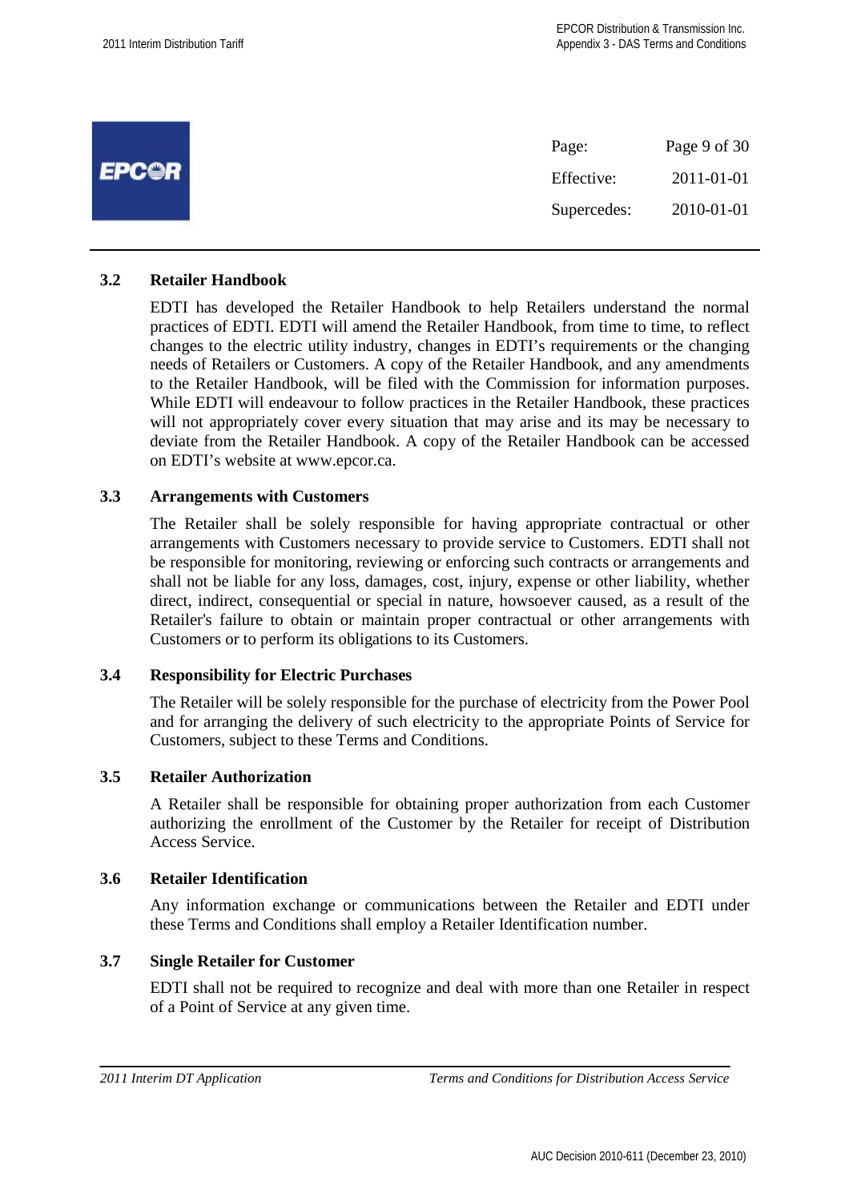### 3.2 Retailer Handbook

EDTI has developed the Retailer Handbook to help Retailers understand the normal practices of EDTI. EDTI will amend the Retailer Handbook, from time to time, to reflect changes to the electric utility industry, changes in EDTI's requirements or the changing needs of Retailers or Customers. A copy of the Retailer Handbook, and any amendments to the Retailer Handbook, will be filed with the Commission for information purposes. While EDTI will endeavour to follow practices in the Retailer Handbook, these practices will not appropriately cover every situation that may arise and its may be necessary to deviate from the Retailer Handbook. A copy of the Retailer Handbook can be accessed on EDTI's website at www.epcor.ca.

### 3.3 Arrangements with Customers

The Retailer shall be solely responsible for having appropriate contractual or other arrangements with Customers necessary to provide service to Customers. EDTI shall not be responsible for monitoring, reviewing or enforcing such contracts or arrangements and shall not be liable for any loss, damages, cost, injury, expense or other liability, whether direct, indirect, consequential or special in nature, howsoever caused, as a result of the Retailer's failure to obtain or maintain proper contractual or other arrangements with Customers or to perform its obligations to its Customers.

### 3.4 Responsibility for Electric Purchases

The Retailer will be solely responsible for the purchase of electricity from the Power Pool and for arranging the delivery of such electricity to the appropriate Points of Service for Customers, subject to these Terms and Conditions.

### 3.5 Retailer Authorization

A Retailer shall be responsible for obtaining proper authorization from each Customer authorizing the enrollment of the Customer by the Retailer for receipt of Distribution Access Service.

### 3.6 Retailer Identification

Any information exchange or communications between the Retailer and EDTI under these Terms and Conditions shall employ a Retailer Identification number.

### 3.7 Single Retailer for Customer

EDTI shall not be required to recognize and deal with more than one Retailer in respect of a Point of Service at any given time.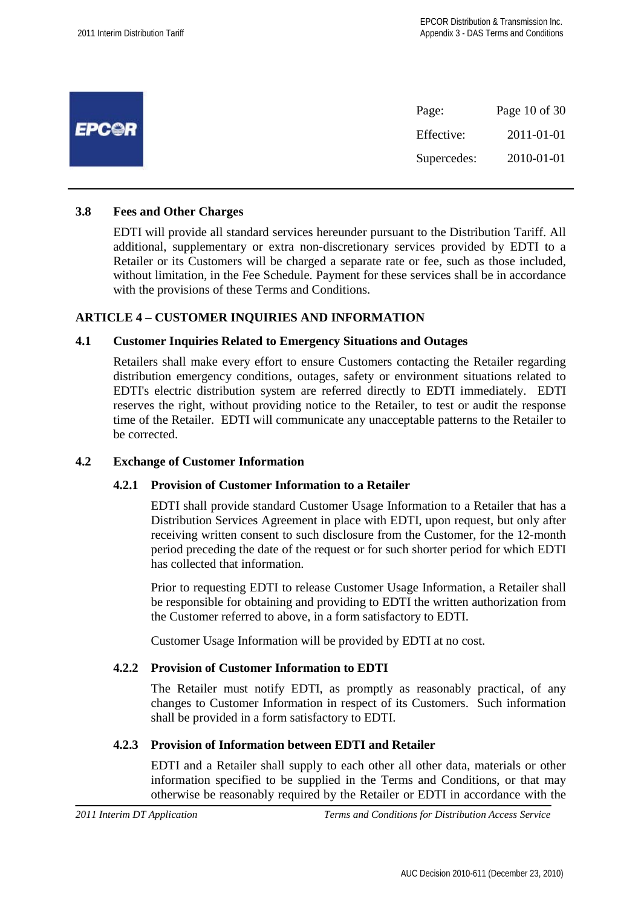### 3.8 Fees and Other Charges

EDTI will provide all standard services hereunder pursuant to the Distribution Tariff. All additional, supplementary or extra non-discretionary services provided by EDTI to a Retailer or its Customers will be charged a separate rate or fee, such as those included, without limitation, in the Fee Schedule. Payment for these services shall be in accordance with the provisions of these Terms and Conditions.

## ARTICLE 4 – CUSTOMER INQUIRIES AND INFORMATION

### 4.1 Customer Inquiries Related to Emergency Situations and Outages

Retailers shall make every effort to ensure Customers contacting the Retailer regarding distribution emergency conditions, outages, safety or environment situations related to EDTI's electric distribution system are referred directly to EDTI immediately. EDTI reserves the right, without providing notice to the Retailer, to test or audit the response time of the Retailer. EDTI will communicate any unacceptable patterns to the Retailer to be corrected.

### 4.2 Exchange of Customer Information

#### 4.2.1 Provision of Customer Information to a Retailer

EDTI shall provide standard Customer Usage Information to a Retailer that has a Distribution Services Agreement in place with EDTI, upon request, but only after receiving written consent to such disclosure from the Customer, for the 12-month period preceding the date of the request or for such shorter period for which EDTI has collected that information.

Prior to requesting EDTI to release Customer Usage Information, a Retailer shall be responsible for obtaining and providing to EDTI the written authorization from the Customer referred to above, in a form satisfactory to EDTI.

Customer Usage Information will be provided by EDTI at no cost.

#### 4.2.2 Provision of Customer Information to EDTI

The Retailer must notify EDTI, as promptly as reasonably practical, of any changes to Customer Information in respect of its Customers. Such information shall be provided in a form satisfactory to EDTI.

#### 4.2.3 Provision of Information between EDTI and Retailer

EDTI and a Retailer shall supply to each other all other data, materials or other information specified to be supplied in the Terms and Conditions, or that may otherwise be reasonably required by the Retailer or EDTI in accordance with the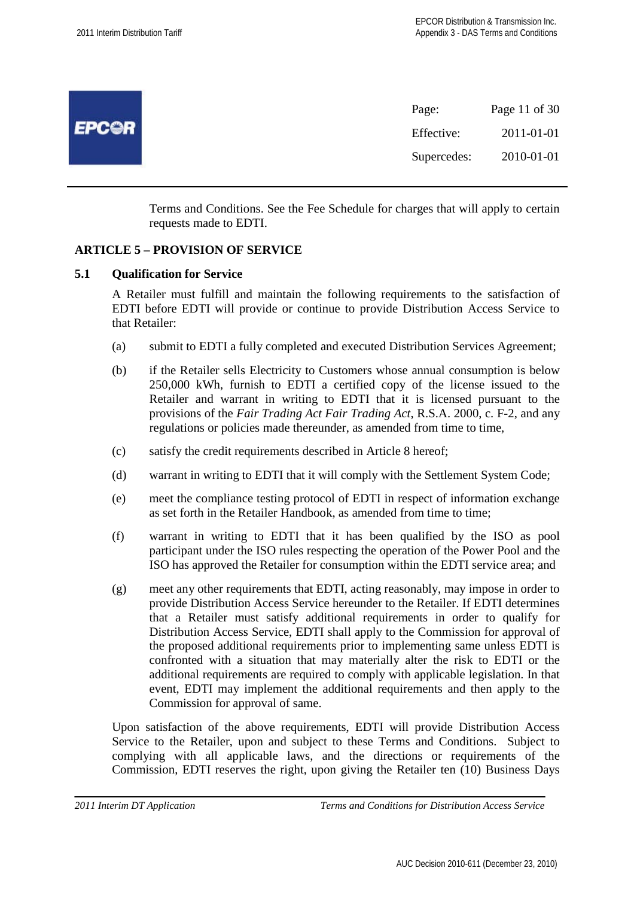Terms and Conditions. See the Fee Schedule for charges that will apply to certain requests made to EDTI.

## ARTICLE 5 – PROVISION OF SERVICE

### 5.1 Qualification for Service

A Retailer must fulfill and maintain the following requirements to the satisfaction of EDTI before EDTI will provide or continue to provide Distribution Access Service to that Retailer:

(a) submit to EDTI a fully completed and executed Distribution Services Agreement;

(b) if the Retailer sells Electricity to Customers whose annual consumption is below 250,000 kWh, furnish to EDTI a certified copy of the license issued to the Retailer and warrant in writing to EDTI that it is licensed pursuant to the provisions of the *Fair Trading Act Fair Trading Act*, R.S.A. 2000, c. F-2, and any regulations or policies made thereunder, as amended from time to time,

(c) satisfy the credit requirements described in Article 8 hereof;

(d) warrant in writing to EDTI that it will comply with the Settlement System Code;

(e) meet the compliance testing protocol of EDTI in respect of information exchange as set forth in the Retailer Handbook, as amended from time to time;

(f) warrant in writing to EDTI that it has been qualified by the ISO as pool participant under the ISO rules respecting the operation of the Power Pool and the ISO has approved the Retailer for consumption within the EDTI service area; and

(g) meet any other requirements that EDTI, acting reasonably, may impose in order to provide Distribution Access Service hereunder to the Retailer. If EDTI determines that a Retailer must satisfy additional requirements in order to qualify for Distribution Access Service, EDTI shall apply to the Commission for approval of the proposed additional requirements prior to implementing same unless EDTI is confronted with a situation that may materially alter the risk to EDTI or the additional requirements are required to comply with applicable legislation. In that event, EDTI may implement the additional requirements and then apply to the Commission for approval of same.

Upon satisfaction of the above requirements, EDTI will provide Distribution Access Service to the Retailer, upon and subject to these Terms and Conditions. Subject to complying with all applicable laws, and the directions or requirements of the Commission, EDTI reserves the right, upon giving the Retailer ten (10) Business Days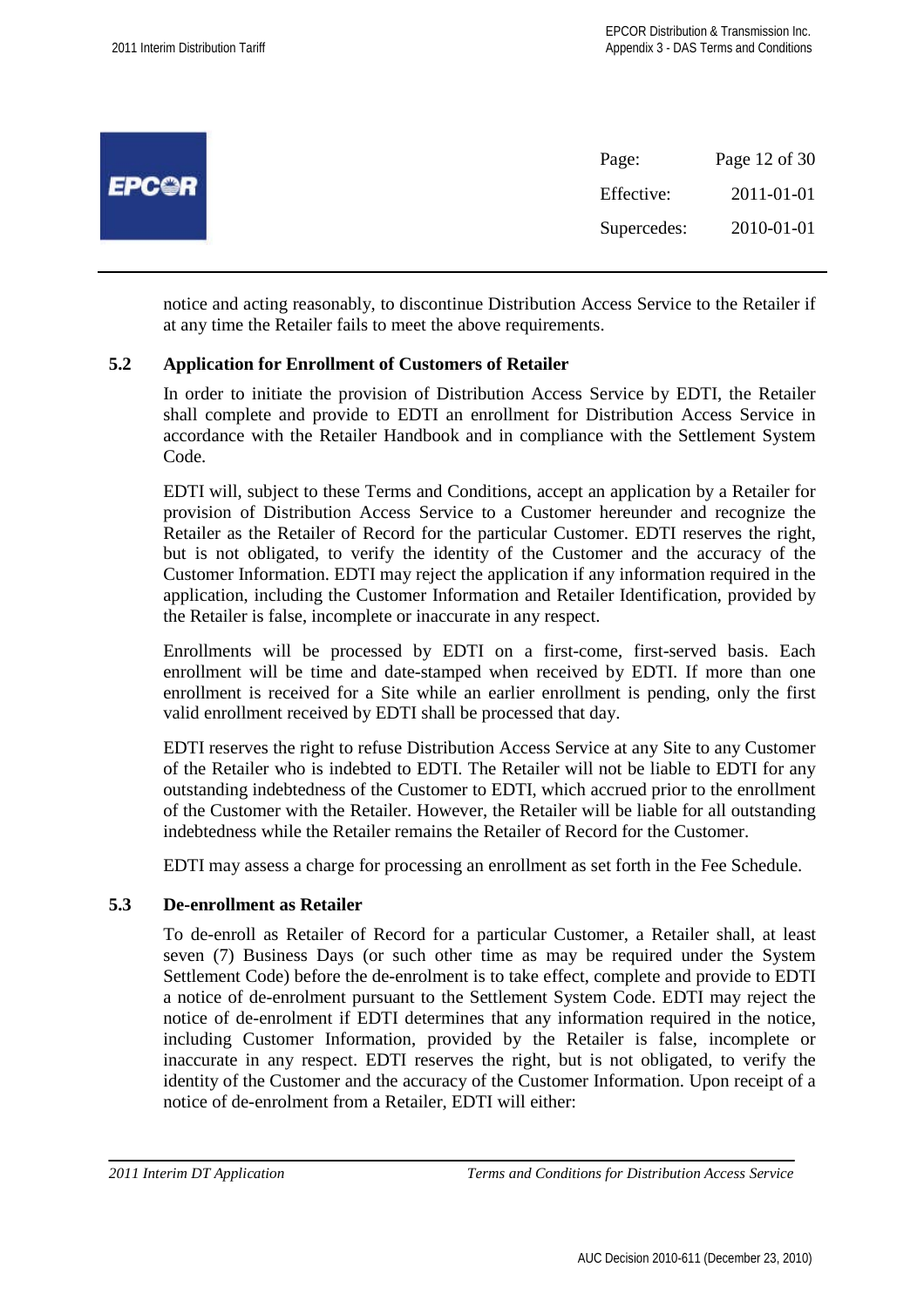notice and acting reasonably, to discontinue Distribution Access Service to the Retailer if at any time the Retailer fails to meet the above requirements.

### 5.2 Application for Enrollment of Customers of Retailer

In order to initiate the provision of Distribution Access Service by EDTI, the Retailer shall complete and provide to EDTI an enrollment for Distribution Access Service in accordance with the Retailer Handbook and in compliance with the Settlement System Code.

EDTI will, subject to these Terms and Conditions, accept an application by a Retailer for provision of Distribution Access Service to a Customer hereunder and recognize the Retailer as the Retailer of Record for the particular Customer. EDTI reserves the right, but is not obligated, to verify the identity of the Customer and the accuracy of the Customer Information. EDTI may reject the application if any information required in the application, including the Customer Information and Retailer Identification, provided by the Retailer is false, incomplete or inaccurate in any respect.

Enrollments will be processed by EDTI on a first-come, first-served basis. Each enrollment will be time and date-stamped when received by EDTI. If more than one enrollment is received for a Site while an earlier enrollment is pending, only the first valid enrollment received by EDTI shall be processed that day.

EDTI reserves the right to refuse Distribution Access Service at any Site to any Customer of the Retailer who is indebted to EDTI. The Retailer will not be liable to EDTI for any outstanding indebtedness of the Customer to EDTI, which accrued prior to the enrollment of the Customer with the Retailer. However, the Retailer will be liable for all outstanding indebtedness while the Retailer remains the Retailer of Record for the Customer.

EDTI may assess a charge for processing an enrollment as set forth in the Fee Schedule.

### 5.3 De-enrollment as Retailer

To de-enroll as Retailer of Record for a particular Customer, a Retailer shall, at least seven (7) Business Days (or such other time as may be required under the System Settlement Code) before the de-enrolment is to take effect, complete and provide to EDTI a notice of de-enrolment pursuant to the Settlement System Code. EDTI may reject the notice of de-enrolment if EDTI determines that any information required in the notice, including Customer Information, provided by the Retailer is false, incomplete or inaccurate in any respect. EDTI reserves the right, but is not obligated, to verify the identity of the Customer and the accuracy of the Customer Information. Upon receipt of a notice of de-enrolment from a Retailer, EDTI will either: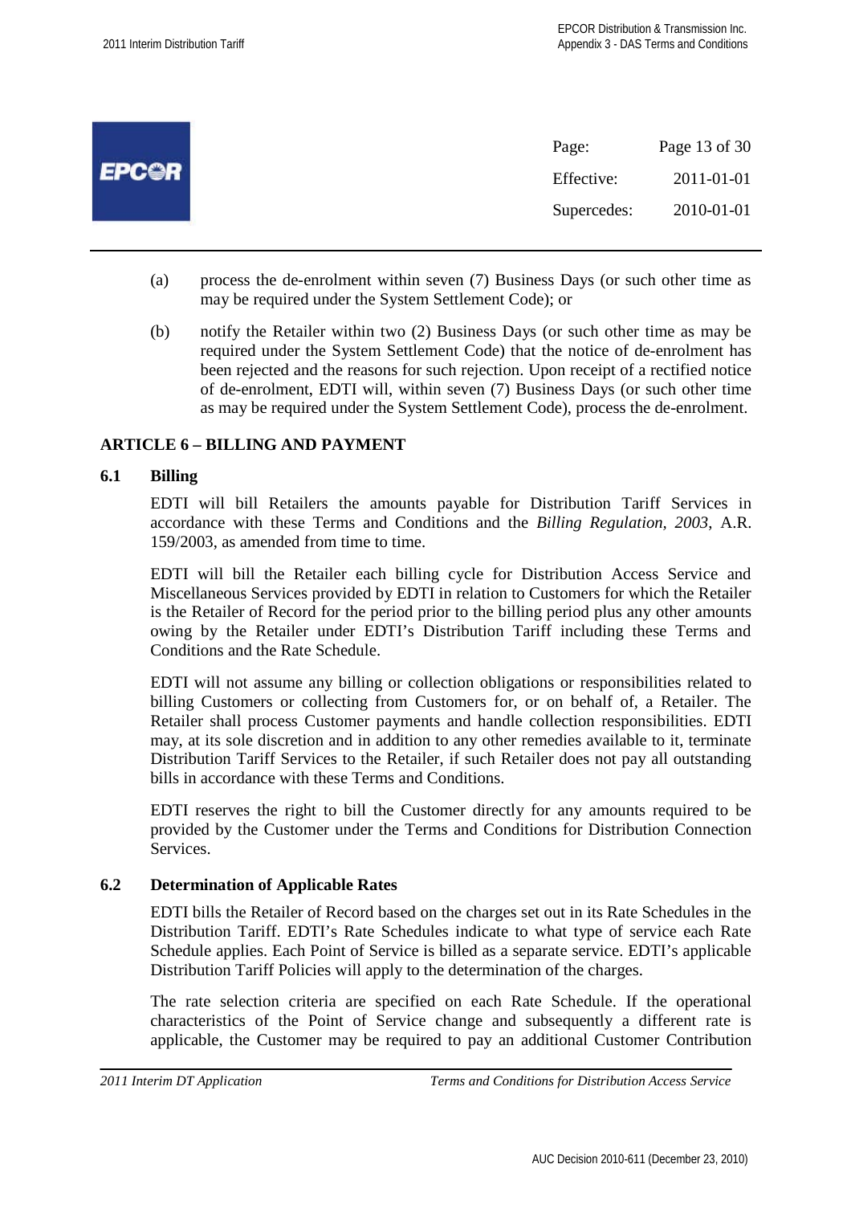(a) process the de-enrolment within seven (7) Business Days (or such other time as may be required under the System Settlement Code); or

(b) notify the Retailer within two (2) Business Days (or such other time as may be required under the System Settlement Code) that the notice of de-enrolment has been rejected and the reasons for such rejection. Upon receipt of a rectified notice of de-enrolment, EDTI will, within seven (7) Business Days (or such other time as may be required under the System Settlement Code), process the de-enrolment.

## ARTICLE 6 – BILLING AND PAYMENT

### 6.1 Billing

EDTI will bill Retailers the amounts payable for Distribution Tariff Services in accordance with these Terms and Conditions and the *Billing Regulation, 2003*, A.R. 159/2003, as amended from time to time.

EDTI will bill the Retailer each billing cycle for Distribution Access Service and Miscellaneous Services provided by EDTI in relation to Customers for which the Retailer is the Retailer of Record for the period prior to the billing period plus any other amounts owing by the Retailer under EDTI's Distribution Tariff including these Terms and Conditions and the Rate Schedule.

EDTI will not assume any billing or collection obligations or responsibilities related to billing Customers or collecting from Customers for, or on behalf of, a Retailer. The Retailer shall process Customer payments and handle collection responsibilities. EDTI may, at its sole discretion and in addition to any other remedies available to it, terminate Distribution Tariff Services to the Retailer, if such Retailer does not pay all outstanding bills in accordance with these Terms and Conditions.

EDTI reserves the right to bill the Customer directly for any amounts required to be provided by the Customer under the Terms and Conditions for Distribution Connection Services.

### 6.2 Determination of Applicable Rates

EDTI bills the Retailer of Record based on the charges set out in its Rate Schedules in the Distribution Tariff. EDTI's Rate Schedules indicate to what type of service each Rate Schedule applies. Each Point of Service is billed as a separate service. EDTI's applicable Distribution Tariff Policies will apply to the determination of the charges.

The rate selection criteria are specified on each Rate Schedule. If the operational characteristics of the Point of Service change and subsequently a different rate is applicable, the Customer may be required to pay an additional Customer Contribution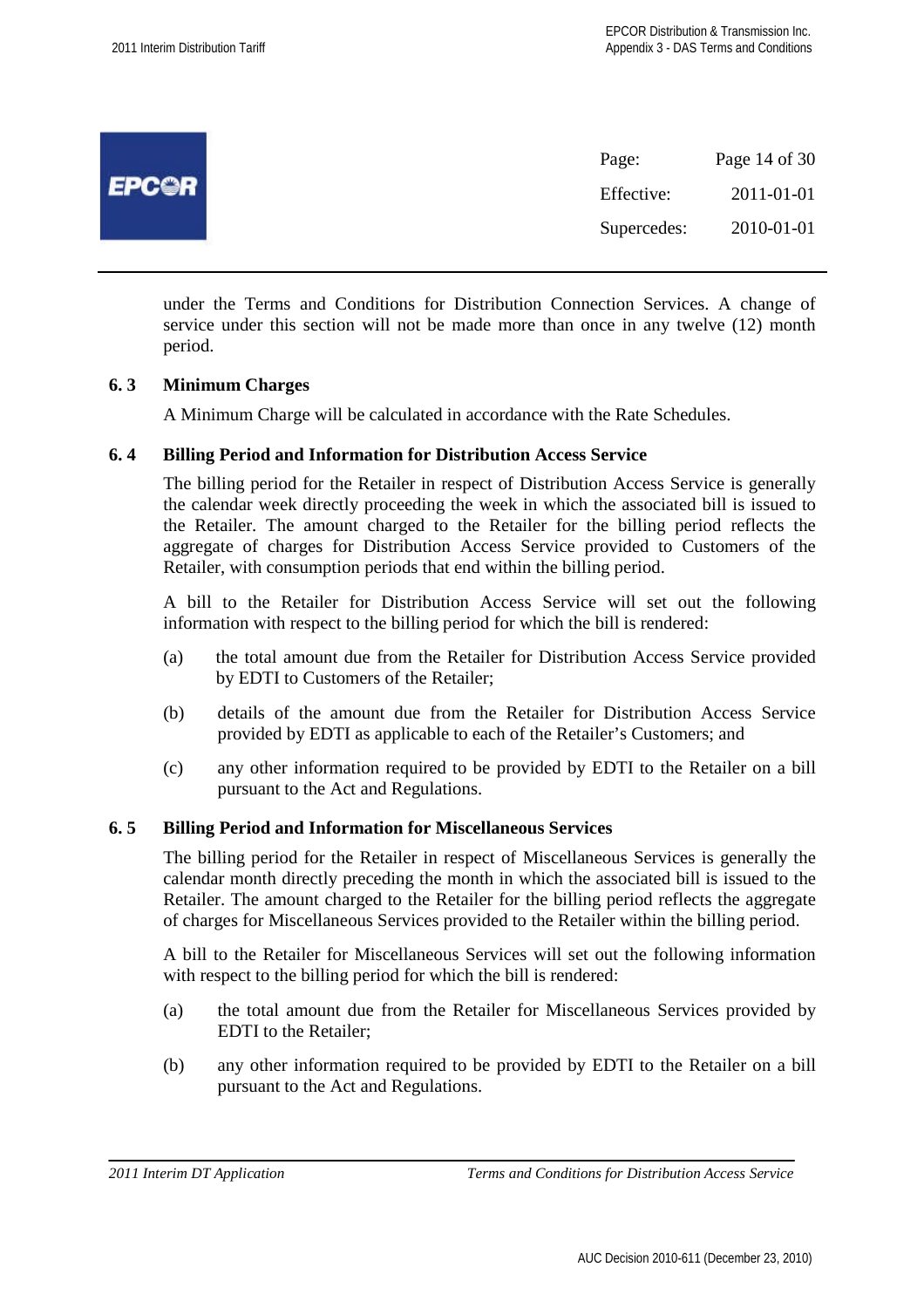under the Terms and Conditions for Distribution Connection Services. A change of service under this section will not be made more than once in any twelve (12) month period.

### 6. 3 Minimum Charges

A Minimum Charge will be calculated in accordance with the Rate Schedules.

### 6. 4 Billing Period and Information for Distribution Access Service

The billing period for the Retailer in respect of Distribution Access Service is generally the calendar week directly proceeding the week in which the associated bill is issued to the Retailer. The amount charged to the Retailer for the billing period reflects the aggregate of charges for Distribution Access Service provided to Customers of the Retailer, with consumption periods that end within the billing period.

A bill to the Retailer for Distribution Access Service will set out the following information with respect to the billing period for which the bill is rendered:

(a) the total amount due from the Retailer for Distribution Access Service provided by EDTI to Customers of the Retailer;

(b) details of the amount due from the Retailer for Distribution Access Service provided by EDTI as applicable to each of the Retailer's Customers; and

(c) any other information required to be provided by EDTI to the Retailer on a bill pursuant to the Act and Regulations.

### 6. 5 Billing Period and Information for Miscellaneous Services

The billing period for the Retailer in respect of Miscellaneous Services is generally the calendar month directly preceding the month in which the associated bill is issued to the Retailer. The amount charged to the Retailer for the billing period reflects the aggregate of charges for Miscellaneous Services provided to the Retailer within the billing period.

A bill to the Retailer for Miscellaneous Services will set out the following information with respect to the billing period for which the bill is rendered:

(a) the total amount due from the Retailer for Miscellaneous Services provided by EDTI to the Retailer;

(b) any other information required to be provided by EDTI to the Retailer on a bill pursuant to the Act and Regulations.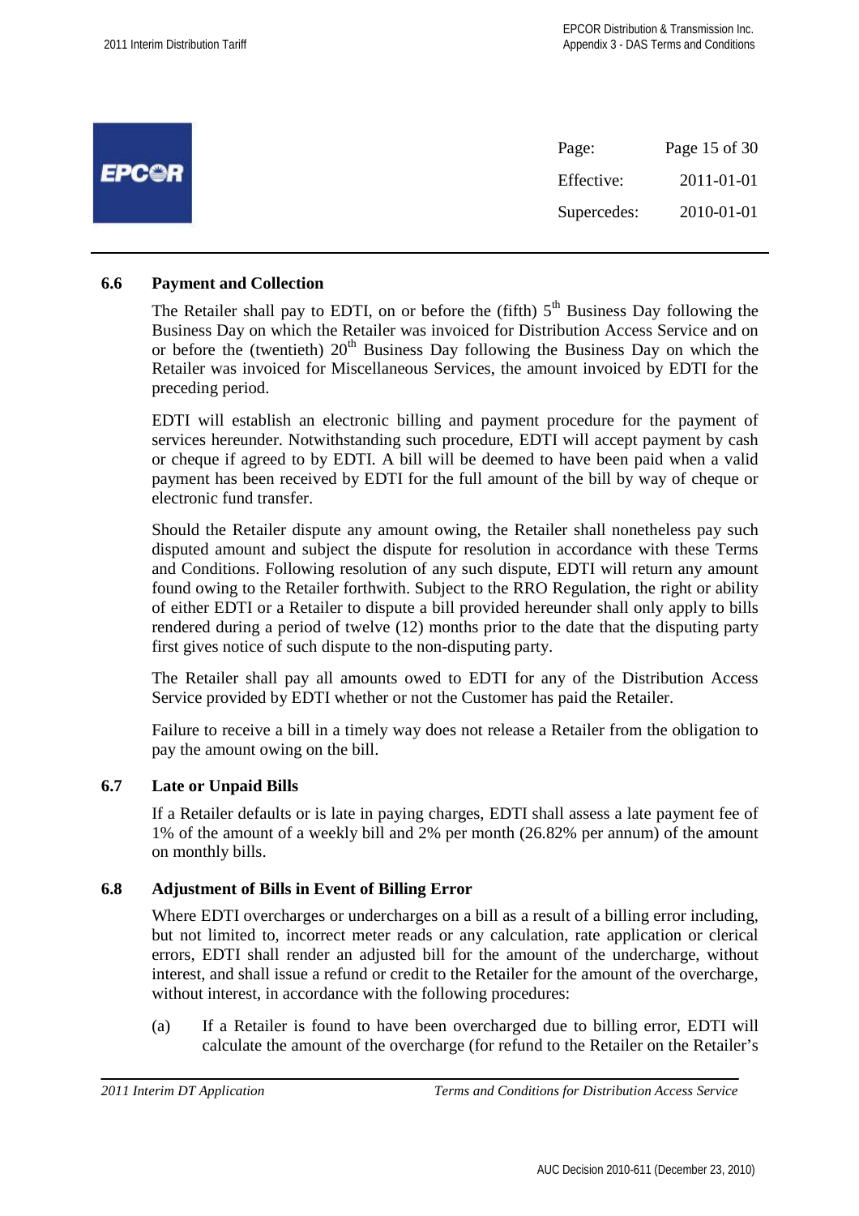### 6.6 Payment and Collection

The Retailer shall pay to EDTI, on or before the (fifth) 5th Business Day following the Business Day on which the Retailer was invoiced for Distribution Access Service and on or before the (twentieth) 20th Business Day following the Business Day on which the Retailer was invoiced for Miscellaneous Services, the amount invoiced by EDTI for the preceding period.

EDTI will establish an electronic billing and payment procedure for the payment of services hereunder. Notwithstanding such procedure, EDTI will accept payment by cash or cheque if agreed to by EDTI. A bill will be deemed to have been paid when a valid payment has been received by EDTI for the full amount of the bill by way of cheque or electronic fund transfer.

Should the Retailer dispute any amount owing, the Retailer shall nonetheless pay such disputed amount and subject the dispute for resolution in accordance with these Terms and Conditions. Following resolution of any such dispute, EDTI will return any amount found owing to the Retailer forthwith. Subject to the RRO Regulation, the right or ability of either EDTI or a Retailer to dispute a bill provided hereunder shall only apply to bills rendered during a period of twelve (12) months prior to the date that the disputing party first gives notice of such dispute to the non-disputing party.

The Retailer shall pay all amounts owed to EDTI for any of the Distribution Access Service provided by EDTI whether or not the Customer has paid the Retailer.

Failure to receive a bill in a timely way does not release a Retailer from the obligation to pay the amount owing on the bill.

### 6.7 Late or Unpaid Bills

If a Retailer defaults or is late in paying charges, EDTI shall assess a late payment fee of 1% of the amount of a weekly bill and 2% per month (26.82% per annum) of the amount on monthly bills.

### 6.8 Adjustment of Bills in Event of Billing Error

Where EDTI overcharges or undercharges on a bill as a result of a billing error including, but not limited to, incorrect meter reads or any calculation, rate application or clerical errors, EDTI shall render an adjusted bill for the amount of the undercharge, without interest, and shall issue a refund or credit to the Retailer for the amount of the overcharge, without interest, in accordance with the following procedures:

(a) If a Retailer is found to have been overcharged due to billing error, EDTI will calculate the amount of the overcharge (for refund to the Retailer on the Retailer's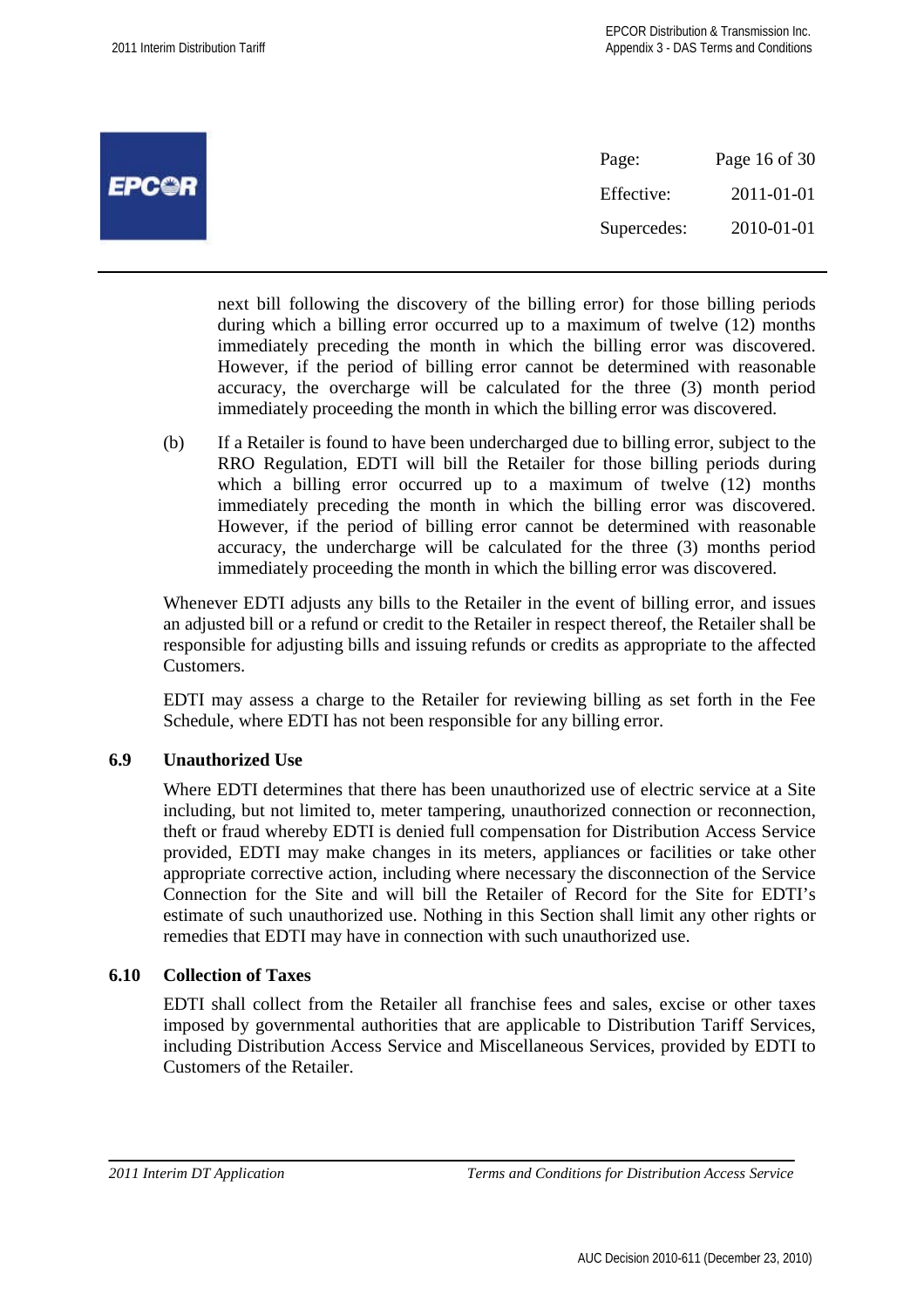next bill following the discovery of the billing error) for those billing periods during which a billing error occurred up to a maximum of twelve (12) months immediately preceding the month in which the billing error was discovered. However, if the period of billing error cannot be determined with reasonable accuracy, the overcharge will be calculated for the three (3) month period immediately proceeding the month in which the billing error was discovered.

(b) If a Retailer is found to have been undercharged due to billing error, subject to the RRO Regulation, EDTI will bill the Retailer for those billing periods during which a billing error occurred up to a maximum of twelve (12) months immediately preceding the month in which the billing error was discovered. However, if the period of billing error cannot be determined with reasonable accuracy, the undercharge will be calculated for the three (3) months period immediately proceeding the month in which the billing error was discovered.

Whenever EDTI adjusts any bills to the Retailer in the event of billing error, and issues an adjusted bill or a refund or credit to the Retailer in respect thereof, the Retailer shall be responsible for adjusting bills and issuing refunds or credits as appropriate to the affected Customers.

EDTI may assess a charge to the Retailer for reviewing billing as set forth in the Fee Schedule, where EDTI has not been responsible for any billing error.

### 6.9 Unauthorized Use

Where EDTI determines that there has been unauthorized use of electric service at a Site including, but not limited to, meter tampering, unauthorized connection or reconnection, theft or fraud whereby EDTI is denied full compensation for Distribution Access Service provided, EDTI may make changes in its meters, appliances or facilities or take other appropriate corrective action, including where necessary the disconnection of the Service Connection for the Site and will bill the Retailer of Record for the Site for EDTI's estimate of such unauthorized use. Nothing in this Section shall limit any other rights or remedies that EDTI may have in connection with such unauthorized use.

### 6.10 Collection of Taxes

EDTI shall collect from the Retailer all franchise fees and sales, excise or other taxes imposed by governmental authorities that are applicable to Distribution Tariff Services, including Distribution Access Service and Miscellaneous Services, provided by EDTI to Customers of the Retailer.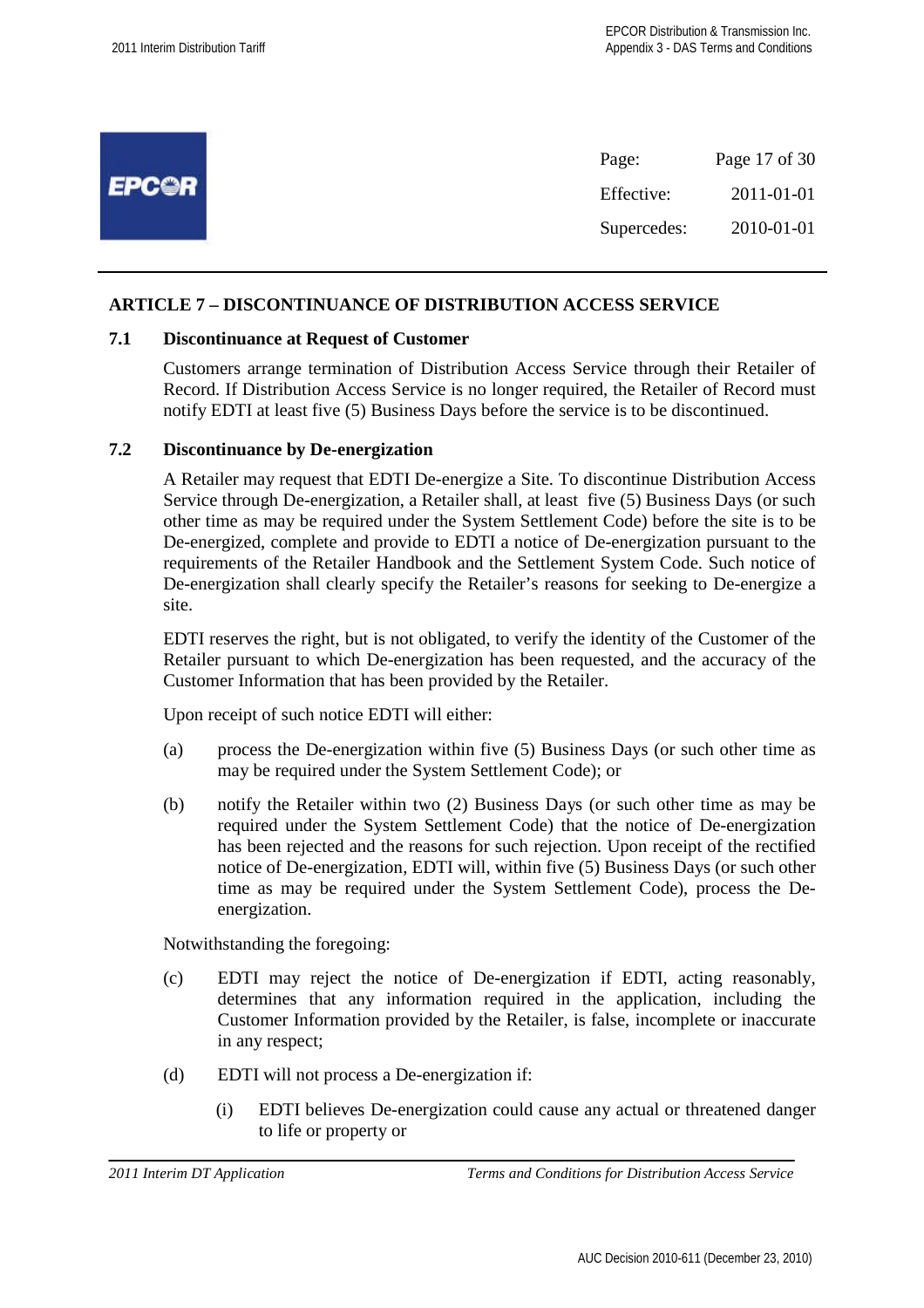## ARTICLE 7 – DISCONTINUANCE OF DISTRIBUTION ACCESS SERVICE

### 7.1 Discontinuance at Request of Customer

Customers arrange termination of Distribution Access Service through their Retailer of Record. If Distribution Access Service is no longer required, the Retailer of Record must notify EDTI at least five (5) Business Days before the service is to be discontinued.

### 7.2 Discontinuance by De-energization

A Retailer may request that EDTI De-energize a Site. To discontinue Distribution Access Service through De-energization, a Retailer shall, at least five (5) Business Days (or such other time as may be required under the System Settlement Code) before the site is to be De-energized, complete and provide to EDTI a notice of De-energization pursuant to the requirements of the Retailer Handbook and the Settlement System Code. Such notice of De-energization shall clearly specify the Retailer's reasons for seeking to De-energize a site.

EDTI reserves the right, but is not obligated, to verify the identity of the Customer of the Retailer pursuant to which De-energization has been requested, and the accuracy of the Customer Information that has been provided by the Retailer.

Upon receipt of such notice EDTI will either:

(a) process the De-energization within five (5) Business Days (or such other time as may be required under the System Settlement Code); or

(b) notify the Retailer within two (2) Business Days (or such other time as may be required under the System Settlement Code) that the notice of De-energization has been rejected and the reasons for such rejection. Upon receipt of the rectified notice of De-energization, EDTI will, within five (5) Business Days (or such other time as may be required under the System Settlement Code), process the De-energization.

Notwithstanding the foregoing:

(c) EDTI may reject the notice of De-energization if EDTI, acting reasonably, determines that any information required in the application, including the Customer Information provided by the Retailer, is false, incomplete or inaccurate in any respect;

(d) EDTI will not process a De-energization if:

(i) EDTI believes De-energization could cause any actual or threatened danger to life or property or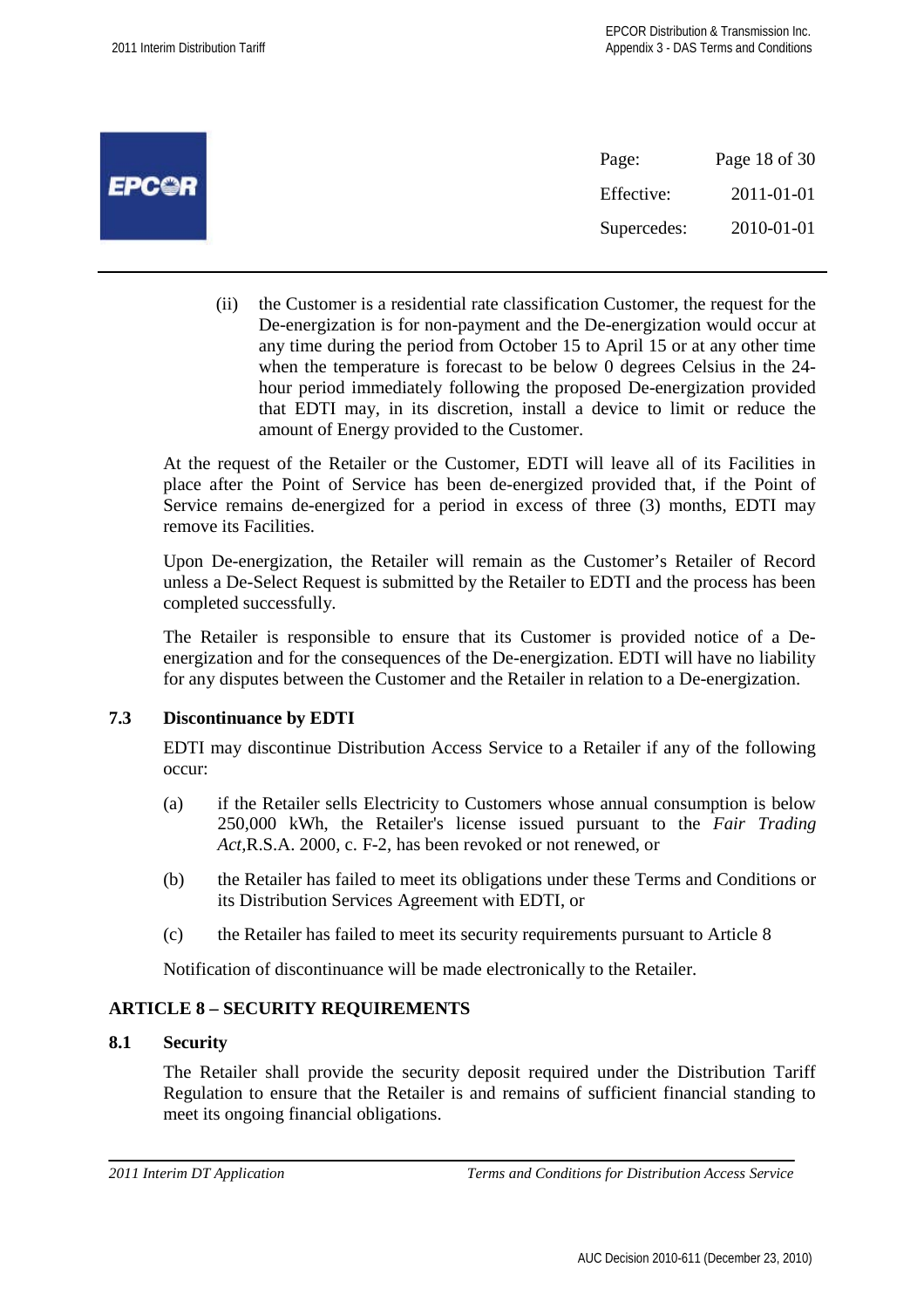(ii) the Customer is a residential rate classification Customer, the request for the De-energization is for non-payment and the De-energization would occur at any time during the period from October 15 to April 15 or at any other time when the temperature is forecast to be below 0 degrees Celsius in the 24-hour period immediately following the proposed De-energization provided that EDTI may, in its discretion, install a device to limit or reduce the amount of Energy provided to the Customer.

At the request of the Retailer or the Customer, EDTI will leave all of its Facilities in place after the Point of Service has been de-energized provided that, if the Point of Service remains de-energized for a period in excess of three (3) months, EDTI may remove its Facilities.

Upon De-energization, the Retailer will remain as the Customer's Retailer of Record unless a De-Select Request is submitted by the Retailer to EDTI and the process has been completed successfully.

The Retailer is responsible to ensure that its Customer is provided notice of a De-energization and for the consequences of the De-energization. EDTI will have no liability for any disputes between the Customer and the Retailer in relation to a De-energization.

### 7.3 Discontinuance by EDTI

EDTI may discontinue Distribution Access Service to a Retailer if any of the following occur:

(a) if the Retailer sells Electricity to Customers whose annual consumption is below 250,000 kWh, the Retailer's license issued pursuant to the *Fair Trading Act*,R.S.A. 2000, c. F-2, has been revoked or not renewed, or

(b) the Retailer has failed to meet its obligations under these Terms and Conditions or its Distribution Services Agreement with EDTI, or

(c) the Retailer has failed to meet its security requirements pursuant to Article 8

Notification of discontinuance will be made electronically to the Retailer.

## ARTICLE 8 – SECURITY REQUIREMENTS

### 8.1 Security

The Retailer shall provide the security deposit required under the Distribution Tariff Regulation to ensure that the Retailer is and remains of sufficient financial standing to meet its ongoing financial obligations.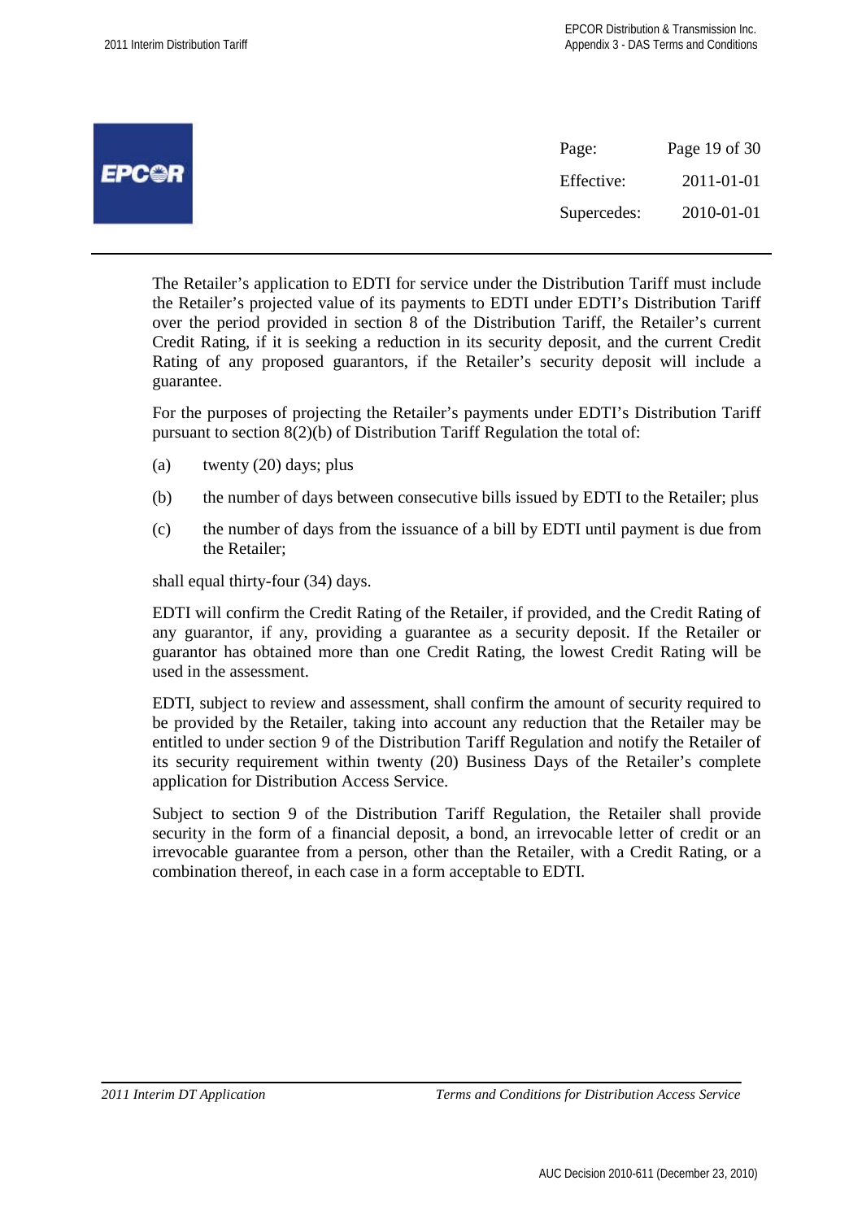The Retailer's application to EDTI for service under the Distribution Tariff must include the Retailer's projected value of its payments to EDTI under EDTI's Distribution Tariff over the period provided in section 8 of the Distribution Tariff, the Retailer's current Credit Rating, if it is seeking a reduction in its security deposit, and the current Credit Rating of any proposed guarantors, if the Retailer's security deposit will include a guarantee.

For the purposes of projecting the Retailer's payments under EDTI's Distribution Tariff pursuant to section 8(2)(b) of Distribution Tariff Regulation the total of:

(a) twenty (20) days; plus

(b) the number of days between consecutive bills issued by EDTI to the Retailer; plus

(c) the number of days from the issuance of a bill by EDTI until payment is due from the Retailer;

shall equal thirty-four (34) days.

EDTI will confirm the Credit Rating of the Retailer, if provided, and the Credit Rating of any guarantor, if any, providing a guarantee as a security deposit. If the Retailer or guarantor has obtained more than one Credit Rating, the lowest Credit Rating will be used in the assessment.

EDTI, subject to review and assessment, shall confirm the amount of security required to be provided by the Retailer, taking into account any reduction that the Retailer may be entitled to under section 9 of the Distribution Tariff Regulation and notify the Retailer of its security requirement within twenty (20) Business Days of the Retailer's complete application for Distribution Access Service.

Subject to section 9 of the Distribution Tariff Regulation, the Retailer shall provide security in the form of a financial deposit, a bond, an irrevocable letter of credit or an irrevocable guarantee from a person, other than the Retailer, with a Credit Rating, or a combination thereof, in each case in a form acceptable to EDTI.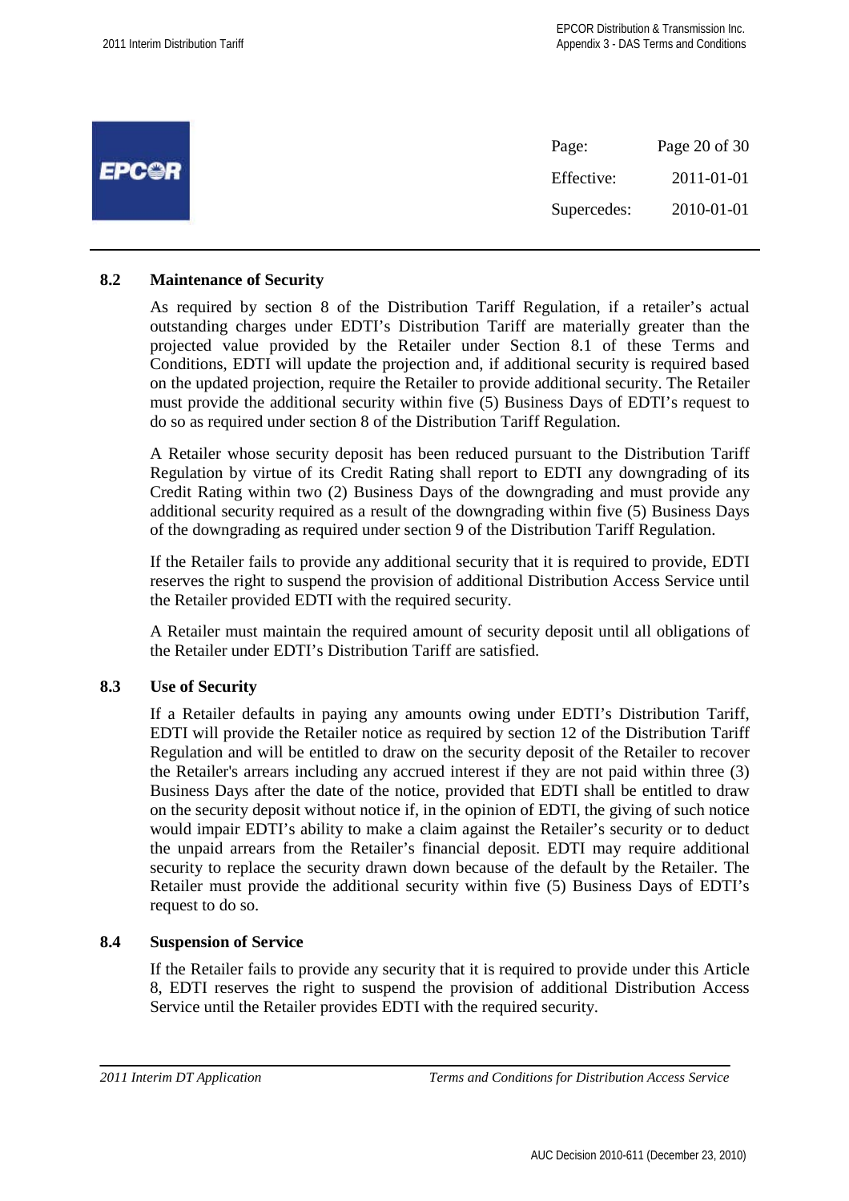### 8.2 Maintenance of Security

As required by section 8 of the Distribution Tariff Regulation, if a retailer's actual outstanding charges under EDTI's Distribution Tariff are materially greater than the projected value provided by the Retailer under Section 8.1 of these Terms and Conditions, EDTI will update the projection and, if additional security is required based on the updated projection, require the Retailer to provide additional security. The Retailer must provide the additional security within five (5) Business Days of EDTI's request to do so as required under section 8 of the Distribution Tariff Regulation.

A Retailer whose security deposit has been reduced pursuant to the Distribution Tariff Regulation by virtue of its Credit Rating shall report to EDTI any downgrading of its Credit Rating within two (2) Business Days of the downgrading and must provide any additional security required as a result of the downgrading within five (5) Business Days of the downgrading as required under section 9 of the Distribution Tariff Regulation.

If the Retailer fails to provide any additional security that it is required to provide, EDTI reserves the right to suspend the provision of additional Distribution Access Service until the Retailer provided EDTI with the required security.

A Retailer must maintain the required amount of security deposit until all obligations of the Retailer under EDTI's Distribution Tariff are satisfied.

### 8.3 Use of Security

If a Retailer defaults in paying any amounts owing under EDTI's Distribution Tariff, EDTI will provide the Retailer notice as required by section 12 of the Distribution Tariff Regulation and will be entitled to draw on the security deposit of the Retailer to recover the Retailer's arrears including any accrued interest if they are not paid within three (3) Business Days after the date of the notice, provided that EDTI shall be entitled to draw on the security deposit without notice if, in the opinion of EDTI, the giving of such notice would impair EDTI's ability to make a claim against the Retailer's security or to deduct the unpaid arrears from the Retailer's financial deposit. EDTI may require additional security to replace the security drawn down because of the default by the Retailer. The Retailer must provide the additional security within five (5) Business Days of EDTI's request to do so.

### 8.4 Suspension of Service

If the Retailer fails to provide any security that it is required to provide under this Article 8, EDTI reserves the right to suspend the provision of additional Distribution Access Service until the Retailer provides EDTI with the required security.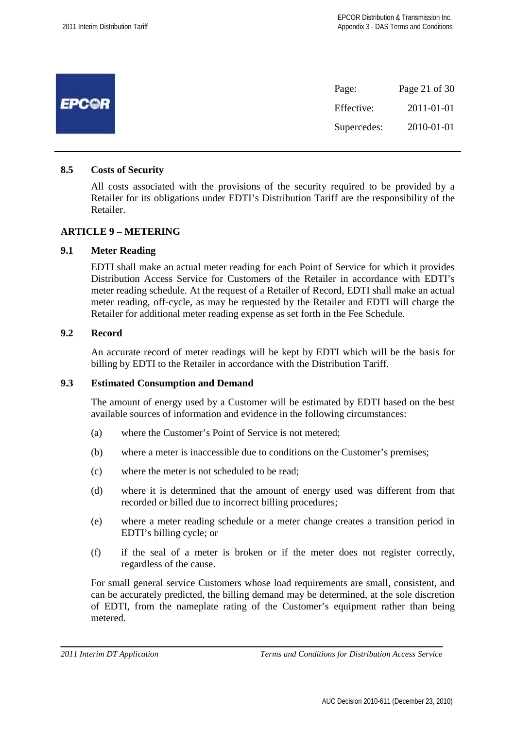### 8.5 Costs of Security

All costs associated with the provisions of the security required to be provided by a Retailer for its obligations under EDTI's Distribution Tariff are the responsibility of the Retailer.

## ARTICLE 9 – METERING

### 9.1 Meter Reading

EDTI shall make an actual meter reading for each Point of Service for which it provides Distribution Access Service for Customers of the Retailer in accordance with EDTI's meter reading schedule. At the request of a Retailer of Record, EDTI shall make an actual meter reading, off-cycle, as may be requested by the Retailer and EDTI will charge the Retailer for additional meter reading expense as set forth in the Fee Schedule.

### 9.2 Record

An accurate record of meter readings will be kept by EDTI which will be the basis for billing by EDTI to the Retailer in accordance with the Distribution Tariff.

### 9.3 Estimated Consumption and Demand

The amount of energy used by a Customer will be estimated by EDTI based on the best available sources of information and evidence in the following circumstances:

(a) where the Customer's Point of Service is not metered;

(b) where a meter is inaccessible due to conditions on the Customer's premises;

(c) where the meter is not scheduled to be read;

(d) where it is determined that the amount of energy used was different from that recorded or billed due to incorrect billing procedures;

(e) where a meter reading schedule or a meter change creates a transition period in EDTI's billing cycle; or

(f) if the seal of a meter is broken or if the meter does not register correctly, regardless of the cause.

For small general service Customers whose load requirements are small, consistent, and can be accurately predicted, the billing demand may be determined, at the sole discretion of EDTI, from the nameplate rating of the Customer's equipment rather than being metered.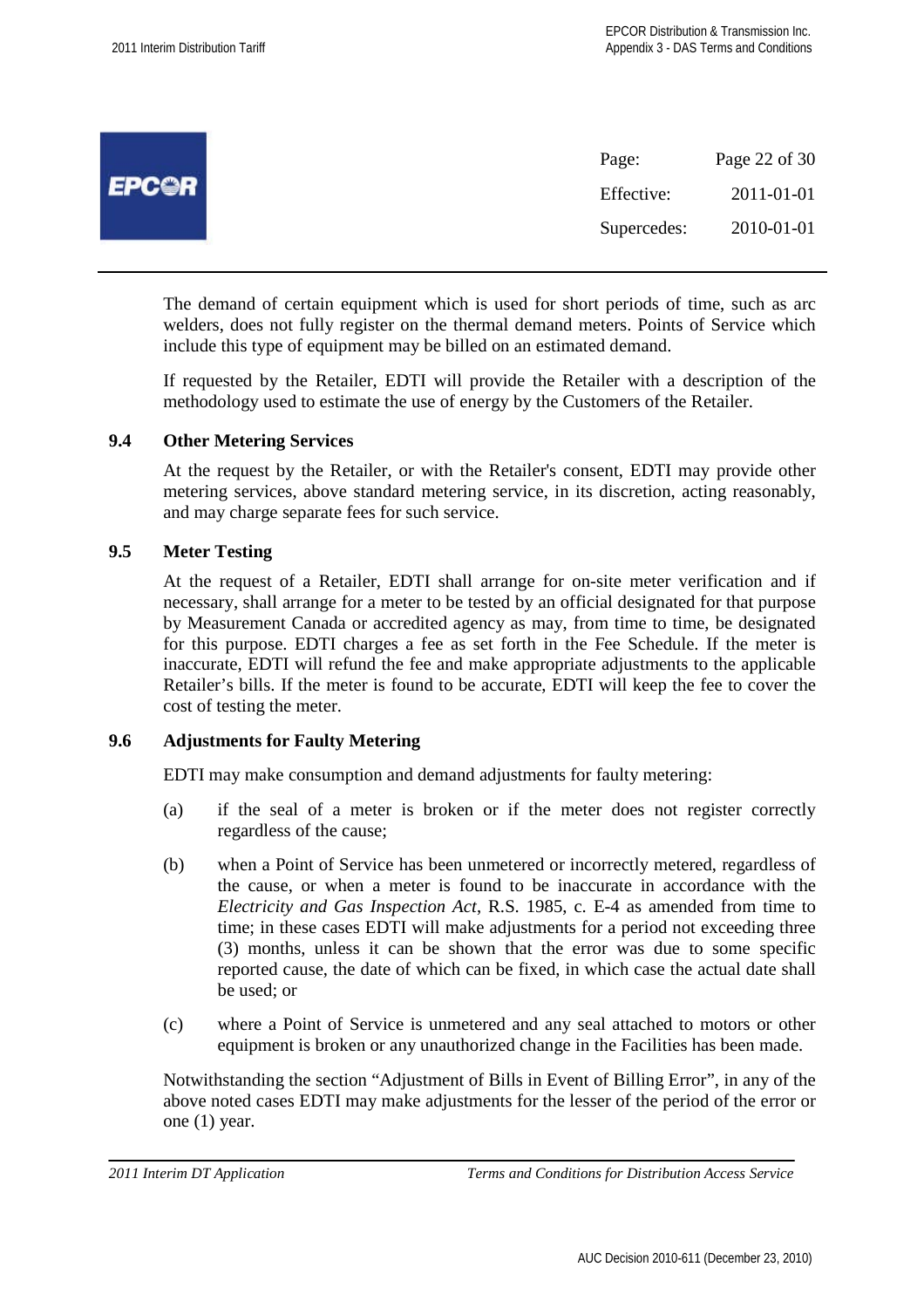The demand of certain equipment which is used for short periods of time, such as arc welders, does not fully register on the thermal demand meters. Points of Service which include this type of equipment may be billed on an estimated demand.

If requested by the Retailer, EDTI will provide the Retailer with a description of the methodology used to estimate the use of energy by the Customers of the Retailer.

### 9.4 Other Metering Services

At the request by the Retailer, or with the Retailer's consent, EDTI may provide other metering services, above standard metering service, in its discretion, acting reasonably, and may charge separate fees for such service.

### 9.5 Meter Testing

At the request of a Retailer, EDTI shall arrange for on-site meter verification and if necessary, shall arrange for a meter to be tested by an official designated for that purpose by Measurement Canada or accredited agency as may, from time to time, be designated for this purpose. EDTI charges a fee as set forth in the Fee Schedule. If the meter is inaccurate, EDTI will refund the fee and make appropriate adjustments to the applicable Retailer's bills. If the meter is found to be accurate, EDTI will keep the fee to cover the cost of testing the meter.

### 9.6 Adjustments for Faulty Metering

EDTI may make consumption and demand adjustments for faulty metering:

(a) if the seal of a meter is broken or if the meter does not register correctly regardless of the cause;

(b) when a Point of Service has been unmetered or incorrectly metered, regardless of the cause, or when a meter is found to be inaccurate in accordance with the *Electricity and Gas Inspection Act*, R.S. 1985, c. E-4 as amended from time to time; in these cases EDTI will make adjustments for a period not exceeding three (3) months, unless it can be shown that the error was due to some specific reported cause, the date of which can be fixed, in which case the actual date shall be used; or

(c) where a Point of Service is unmetered and any seal attached to motors or other equipment is broken or any unauthorized change in the Facilities has been made.

Notwithstanding the section "Adjustment of Bills in Event of Billing Error", in any of the above noted cases EDTI may make adjustments for the lesser of the period of the error or one (1) year.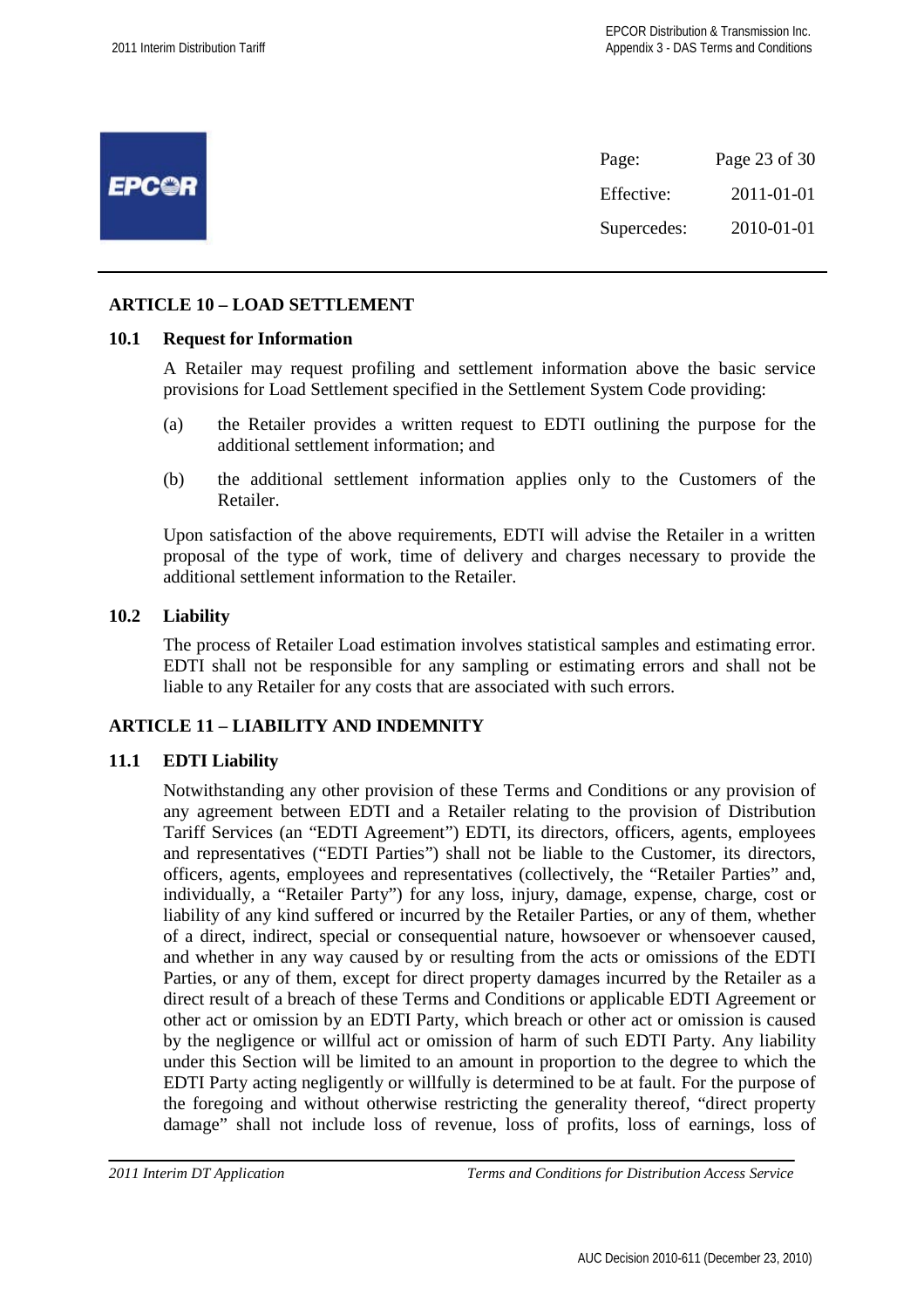## ARTICLE 10 – LOAD SETTLEMENT

### 10.1 Request for Information

A Retailer may request profiling and settlement information above the basic service provisions for Load Settlement specified in the Settlement System Code providing:

(a) the Retailer provides a written request to EDTI outlining the purpose for the additional settlement information; and

(b) the additional settlement information applies only to the Customers of the Retailer.

Upon satisfaction of the above requirements, EDTI will advise the Retailer in a written proposal of the type of work, time of delivery and charges necessary to provide the additional settlement information to the Retailer.

### 10.2 Liability

The process of Retailer Load estimation involves statistical samples and estimating error. EDTI shall not be responsible for any sampling or estimating errors and shall not be liable to any Retailer for any costs that are associated with such errors.

## ARTICLE 11 – LIABILITY AND INDEMNITY

### 11.1 EDTI Liability

Notwithstanding any other provision of these Terms and Conditions or any provision of any agreement between EDTI and a Retailer relating to the provision of Distribution Tariff Services (an "EDTI Agreement") EDTI, its directors, officers, agents, employees and representatives ("EDTI Parties") shall not be liable to the Customer, its directors, officers, agents, employees and representatives (collectively, the "Retailer Parties" and, individually, a "Retailer Party") for any loss, injury, damage, expense, charge, cost or liability of any kind suffered or incurred by the Retailer Parties, or any of them, whether of a direct, indirect, special or consequential nature, howsoever or whensoever caused, and whether in any way caused by or resulting from the acts or omissions of the EDTI Parties, or any of them, except for direct property damages incurred by the Retailer as a direct result of a breach of these Terms and Conditions or applicable EDTI Agreement or other act or omission by an EDTI Party, which breach or other act or omission is caused by the negligence or willful act or omission of harm of such EDTI Party. Any liability under this Section will be limited to an amount in proportion to the degree to which the EDTI Party acting negligently or willfully is determined to be at fault. For the purpose of the foregoing and without otherwise restricting the generality thereof, "direct property damage" shall not include loss of revenue, loss of profits, loss of earnings, loss of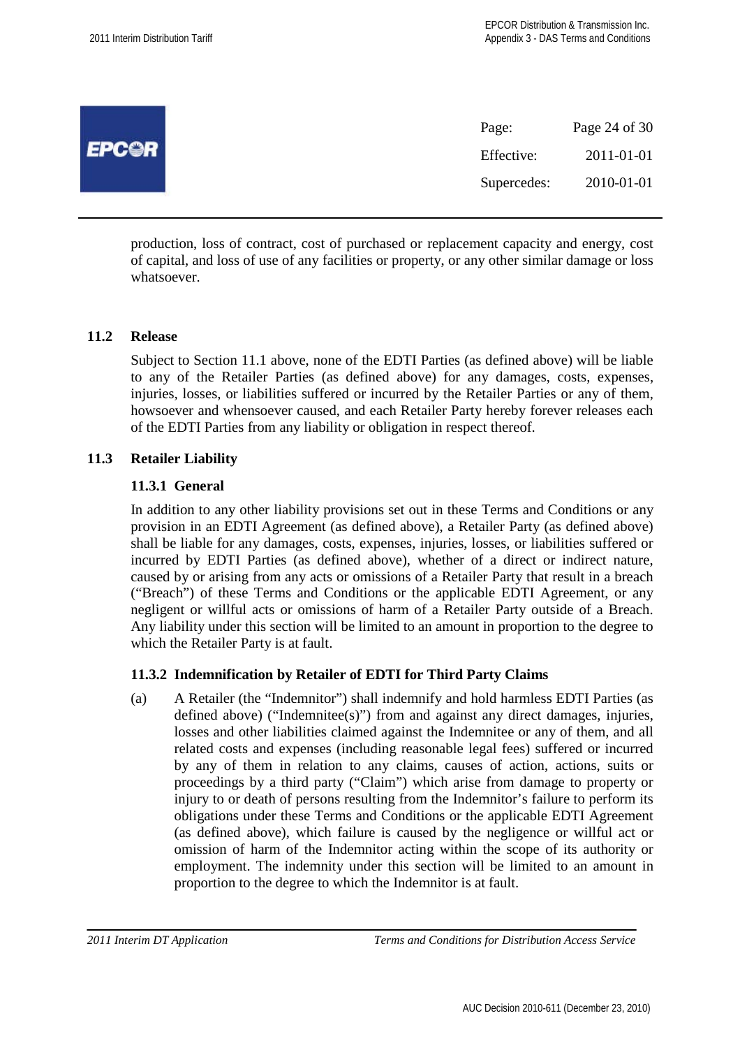production, loss of contract, cost of purchased or replacement capacity and energy, cost of capital, and loss of use of any facilities or property, or any other similar damage or loss whatsoever.

### 11.2 Release

Subject to Section 11.1 above, none of the EDTI Parties (as defined above) will be liable to any of the Retailer Parties (as defined above) for any damages, costs, expenses, injuries, losses, or liabilities suffered or incurred by the Retailer Parties or any of them, howsoever and whensoever caused, and each Retailer Party hereby forever releases each of the EDTI Parties from any liability or obligation in respect thereof.

### 11.3 Retailer Liability

#### 11.3.1 General

In addition to any other liability provisions set out in these Terms and Conditions or any provision in an EDTI Agreement (as defined above), a Retailer Party (as defined above) shall be liable for any damages, costs, expenses, injuries, losses, or liabilities suffered or incurred by EDTI Parties (as defined above), whether of a direct or indirect nature, caused by or arising from any acts or omissions of a Retailer Party that result in a breach ("Breach") of these Terms and Conditions or the applicable EDTI Agreement, or any negligent or willful acts or omissions of harm of a Retailer Party outside of a Breach. Any liability under this section will be limited to an amount in proportion to the degree to which the Retailer Party is at fault.

#### 11.3.2 Indemnification by Retailer of EDTI for Third Party Claims

(a) A Retailer (the "Indemnitor") shall indemnify and hold harmless EDTI Parties (as defined above) ("Indemnitee(s)") from and against any direct damages, injuries, losses and other liabilities claimed against the Indemnitee or any of them, and all related costs and expenses (including reasonable legal fees) suffered or incurred by any of them in relation to any claims, causes of action, actions, suits or proceedings by a third party ("Claim") which arise from damage to property or injury to or death of persons resulting from the Indemnitor's failure to perform its obligations under these Terms and Conditions or the applicable EDTI Agreement (as defined above), which failure is caused by the negligence or willful act or omission of harm of the Indemnitor acting within the scope of its authority or employment. The indemnity under this section will be limited to an amount in proportion to the degree to which the Indemnitor is at fault.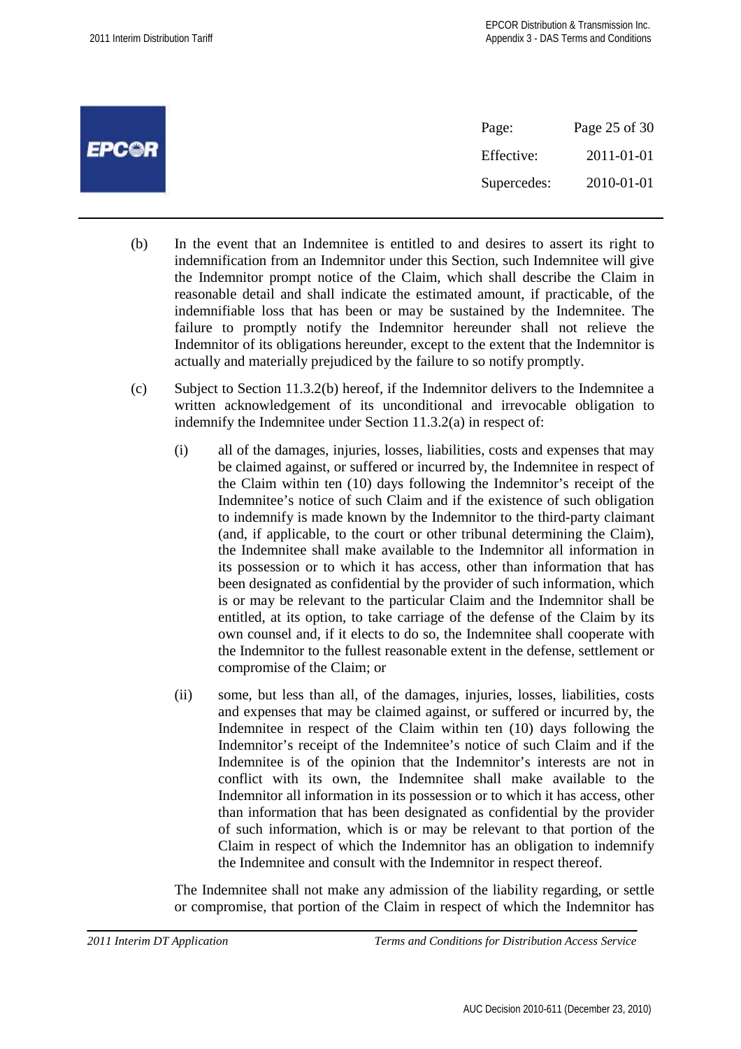(b) In the event that an Indemnitee is entitled to and desires to assert its right to indemnification from an Indemnitor under this Section, such Indemnitee will give the Indemnitor prompt notice of the Claim, which shall describe the Claim in reasonable detail and shall indicate the estimated amount, if practicable, of the indemnifiable loss that has been or may be sustained by the Indemnitee. The failure to promptly notify the Indemnitor hereunder shall not relieve the Indemnitor of its obligations hereunder, except to the extent that the Indemnitor is actually and materially prejudiced by the failure to so notify promptly.

(c) Subject to Section 11.3.2(b) hereof, if the Indemnitor delivers to the Indemnitee a written acknowledgement of its unconditional and irrevocable obligation to indemnify the Indemnitee under Section 11.3.2(a) in respect of:

(i) all of the damages, injuries, losses, liabilities, costs and expenses that may be claimed against, or suffered or incurred by, the Indemnitee in respect of the Claim within ten (10) days following the Indemnitor's receipt of the Indemnitee's notice of such Claim and if the existence of such obligation to indemnify is made known by the Indemnitor to the third-party claimant (and, if applicable, to the court or other tribunal determining the Claim), the Indemnitee shall make available to the Indemnitor all information in its possession or to which it has access, other than information that has been designated as confidential by the provider of such information, which is or may be relevant to the particular Claim and the Indemnitor shall be entitled, at its option, to take carriage of the defense of the Claim by its own counsel and, if it elects to do so, the Indemnitee shall cooperate with the Indemnitor to the fullest reasonable extent in the defense, settlement or compromise of the Claim; or

(ii) some, but less than all, of the damages, injuries, losses, liabilities, costs and expenses that may be claimed against, or suffered or incurred by, the Indemnitee in respect of the Claim within ten (10) days following the Indemnitor's receipt of the Indemnitee's notice of such Claim and if the Indemnitee is of the opinion that the Indemnitor's interests are not in conflict with its own, the Indemnitee shall make available to the Indemnitor all information in its possession or to which it has access, other than information that has been designated as confidential by the provider of such information, which is or may be relevant to that portion of the Claim in respect of which the Indemnitor has an obligation to indemnify the Indemnitee and consult with the Indemnitor in respect thereof.

The Indemnitee shall not make any admission of the liability regarding, or settle or compromise, that portion of the Claim in respect of which the Indemnitor has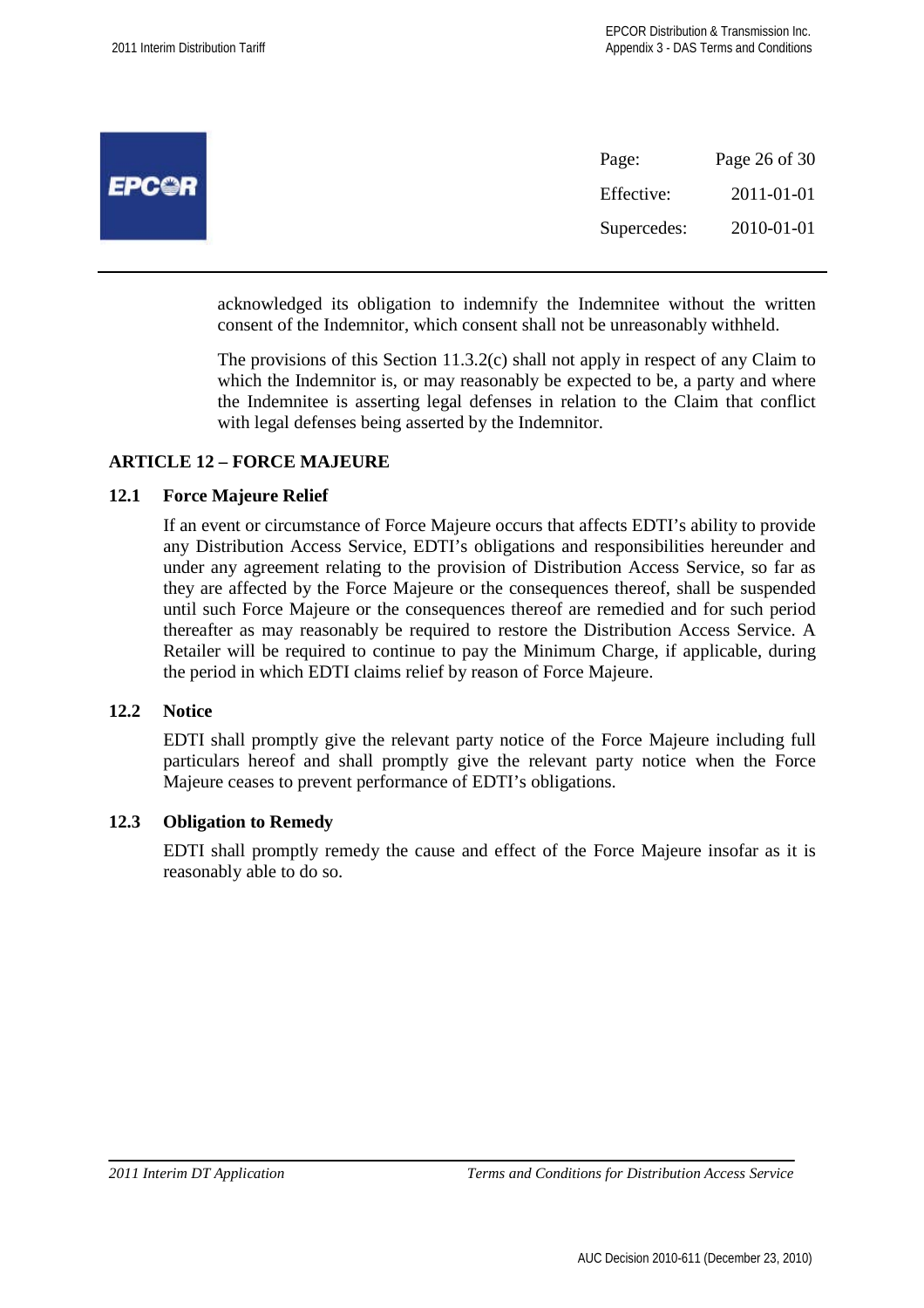acknowledged its obligation to indemnify the Indemnitee without the written consent of the Indemnitor, which consent shall not be unreasonably withheld.

The provisions of this Section 11.3.2(c) shall not apply in respect of any Claim to which the Indemnitor is, or may reasonably be expected to be, a party and where the Indemnitee is asserting legal defenses in relation to the Claim that conflict with legal defenses being asserted by the Indemnitor.

## ARTICLE 12 – FORCE MAJEURE

### 12.1 Force Majeure Relief

If an event or circumstance of Force Majeure occurs that affects EDTI's ability to provide any Distribution Access Service, EDTI's obligations and responsibilities hereunder and under any agreement relating to the provision of Distribution Access Service, so far as they are affected by the Force Majeure or the consequences thereof, shall be suspended until such Force Majeure or the consequences thereof are remedied and for such period thereafter as may reasonably be required to restore the Distribution Access Service. A Retailer will be required to continue to pay the Minimum Charge, if applicable, during the period in which EDTI claims relief by reason of Force Majeure.

### 12.2 Notice

EDTI shall promptly give the relevant party notice of the Force Majeure including full particulars hereof and shall promptly give the relevant party notice when the Force Majeure ceases to prevent performance of EDTI's obligations.

### 12.3 Obligation to Remedy

EDTI shall promptly remedy the cause and effect of the Force Majeure insofar as it is reasonably able to do so.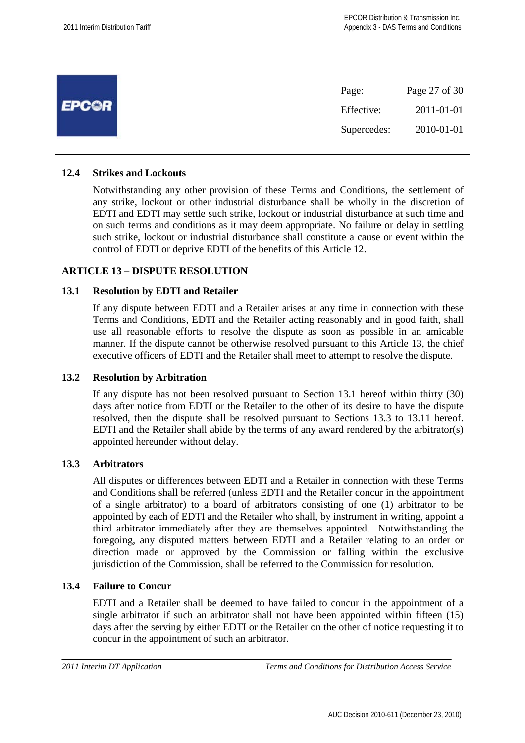### 12.4 Strikes and Lockouts

Notwithstanding any other provision of these Terms and Conditions, the settlement of any strike, lockout or other industrial disturbance shall be wholly in the discretion of EDTI and EDTI may settle such strike, lockout or industrial disturbance at such time and on such terms and conditions as it may deem appropriate. No failure or delay in settling such strike, lockout or industrial disturbance shall constitute a cause or event within the control of EDTI or deprive EDTI of the benefits of this Article 12.

## ARTICLE 13 – DISPUTE RESOLUTION

### 13.1 Resolution by EDTI and Retailer

If any dispute between EDTI and a Retailer arises at any time in connection with these Terms and Conditions, EDTI and the Retailer acting reasonably and in good faith, shall use all reasonable efforts to resolve the dispute as soon as possible in an amicable manner. If the dispute cannot be otherwise resolved pursuant to this Article 13, the chief executive officers of EDTI and the Retailer shall meet to attempt to resolve the dispute.

### 13.2 Resolution by Arbitration

If any dispute has not been resolved pursuant to Section 13.1 hereof within thirty (30) days after notice from EDTI or the Retailer to the other of its desire to have the dispute resolved, then the dispute shall be resolved pursuant to Sections 13.3 to 13.11 hereof. EDTI and the Retailer shall abide by the terms of any award rendered by the arbitrator(s) appointed hereunder without delay.

### 13.3 Arbitrators

All disputes or differences between EDTI and a Retailer in connection with these Terms and Conditions shall be referred (unless EDTI and the Retailer concur in the appointment of a single arbitrator) to a board of arbitrators consisting of one (1) arbitrator to be appointed by each of EDTI and the Retailer who shall, by instrument in writing, appoint a third arbitrator immediately after they are themselves appointed. Notwithstanding the foregoing, any disputed matters between EDTI and a Retailer relating to an order or direction made or approved by the Commission or falling within the exclusive jurisdiction of the Commission, shall be referred to the Commission for resolution.

### 13.4 Failure to Concur

EDTI and a Retailer shall be deemed to have failed to concur in the appointment of a single arbitrator if such an arbitrator shall not have been appointed within fifteen (15) days after the serving by either EDTI or the Retailer on the other of notice requesting it to concur in the appointment of such an arbitrator.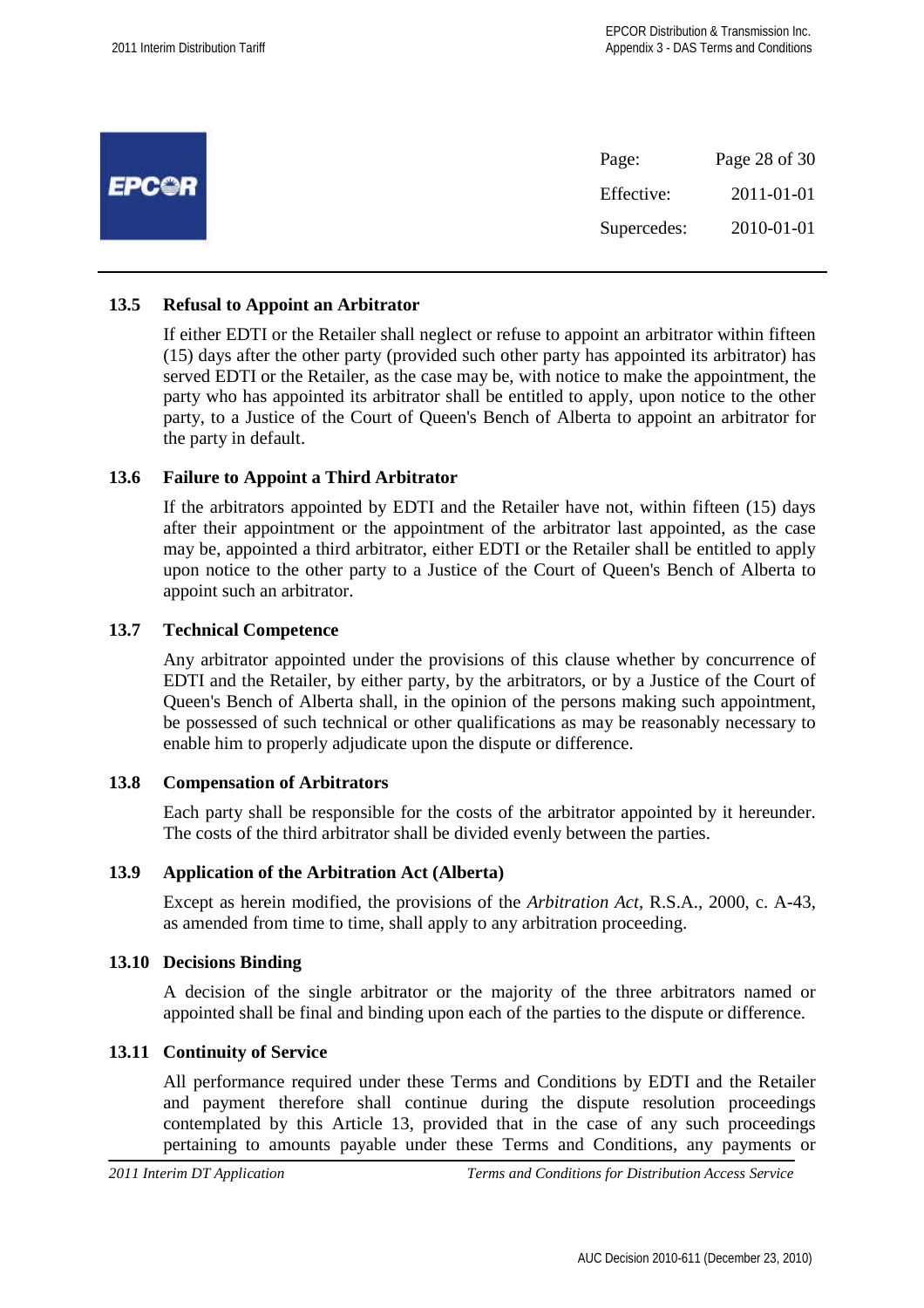### 13.5 Refusal to Appoint an Arbitrator

If either EDTI or the Retailer shall neglect or refuse to appoint an arbitrator within fifteen (15) days after the other party (provided such other party has appointed its arbitrator) has served EDTI or the Retailer, as the case may be, with notice to make the appointment, the party who has appointed its arbitrator shall be entitled to apply, upon notice to the other party, to a Justice of the Court of Queen's Bench of Alberta to appoint an arbitrator for the party in default.

### 13.6 Failure to Appoint a Third Arbitrator

If the arbitrators appointed by EDTI and the Retailer have not, within fifteen (15) days after their appointment or the appointment of the arbitrator last appointed, as the case may be, appointed a third arbitrator, either EDTI or the Retailer shall be entitled to apply upon notice to the other party to a Justice of the Court of Queen's Bench of Alberta to appoint such an arbitrator.

### 13.7 Technical Competence

Any arbitrator appointed under the provisions of this clause whether by concurrence of EDTI and the Retailer, by either party, by the arbitrators, or by a Justice of the Court of Queen's Bench of Alberta shall, in the opinion of the persons making such appointment, be possessed of such technical or other qualifications as may be reasonably necessary to enable him to properly adjudicate upon the dispute or difference.

### 13.8 Compensation of Arbitrators

Each party shall be responsible for the costs of the arbitrator appointed by it hereunder. The costs of the third arbitrator shall be divided evenly between the parties.

### 13.9 Application of the Arbitration Act (Alberta)

Except as herein modified, the provisions of the *Arbitration Act*, R.S.A., 2000, c. A-43, as amended from time to time, shall apply to any arbitration proceeding.

### 13.10 Decisions Binding

A decision of the single arbitrator or the majority of the three arbitrators named or appointed shall be final and binding upon each of the parties to the dispute or difference.

### 13.11 Continuity of Service

All performance required under these Terms and Conditions by EDTI and the Retailer and payment therefore shall continue during the dispute resolution proceedings contemplated by this Article 13, provided that in the case of any such proceedings pertaining to amounts payable under these Terms and Conditions, any payments or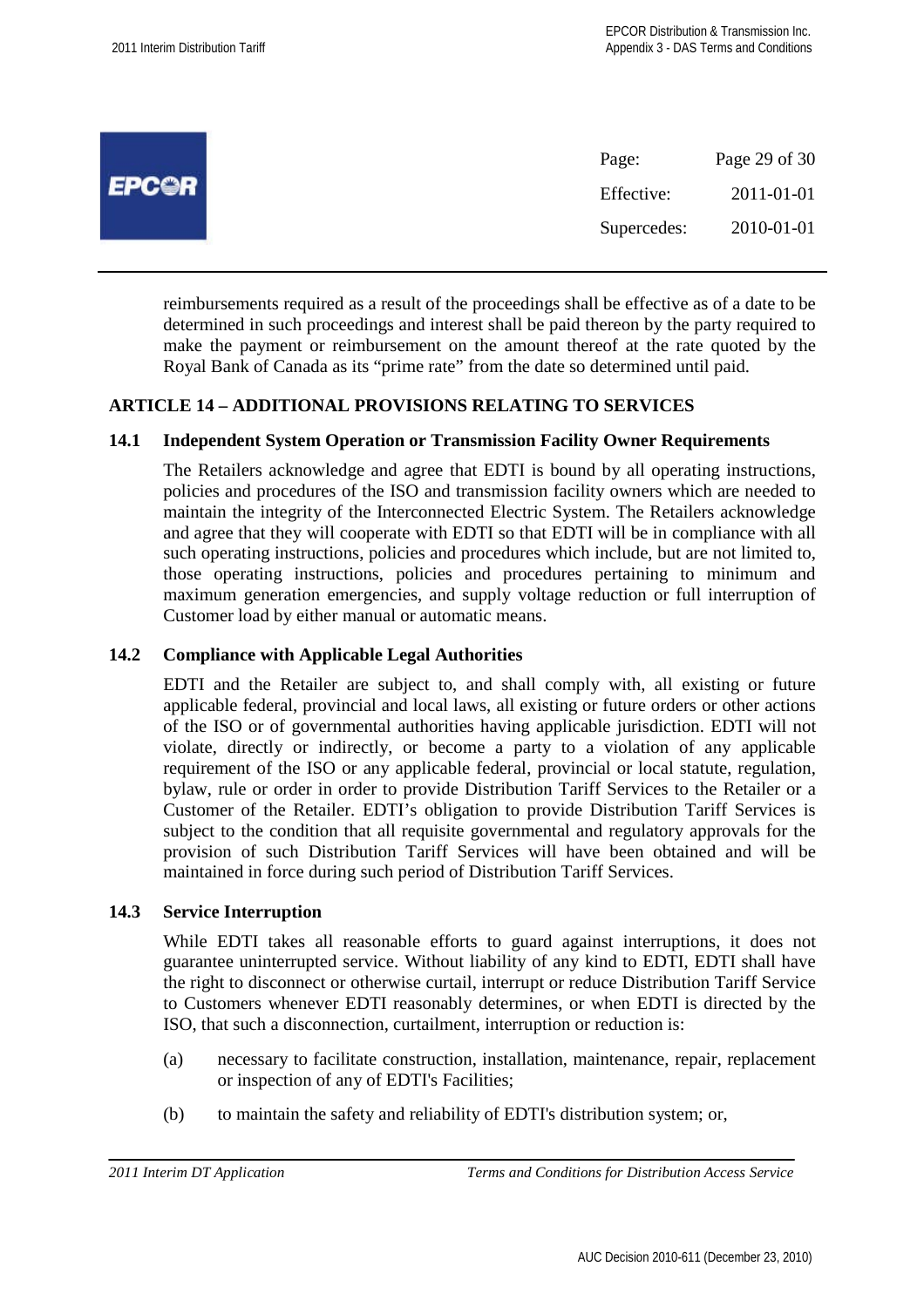reimbursements required as a result of the proceedings shall be effective as of a date to be determined in such proceedings and interest shall be paid thereon by the party required to make the payment or reimbursement on the amount thereof at the rate quoted by the Royal Bank of Canada as its "prime rate" from the date so determined until paid.

## ARTICLE 14 – ADDITIONAL PROVISIONS RELATING TO SERVICES

### 14.1 Independent System Operation or Transmission Facility Owner Requirements

The Retailers acknowledge and agree that EDTI is bound by all operating instructions, policies and procedures of the ISO and transmission facility owners which are needed to maintain the integrity of the Interconnected Electric System. The Retailers acknowledge and agree that they will cooperate with EDTI so that EDTI will be in compliance with all such operating instructions, policies and procedures which include, but are not limited to, those operating instructions, policies and procedures pertaining to minimum and maximum generation emergencies, and supply voltage reduction or full interruption of Customer load by either manual or automatic means.

### 14.2 Compliance with Applicable Legal Authorities

EDTI and the Retailer are subject to, and shall comply with, all existing or future applicable federal, provincial and local laws, all existing or future orders or other actions of the ISO or of governmental authorities having applicable jurisdiction. EDTI will not violate, directly or indirectly, or become a party to a violation of any applicable requirement of the ISO or any applicable federal, provincial or local statute, regulation, bylaw, rule or order in order to provide Distribution Tariff Services to the Retailer or a Customer of the Retailer. EDTI's obligation to provide Distribution Tariff Services is subject to the condition that all requisite governmental and regulatory approvals for the provision of such Distribution Tariff Services will have been obtained and will be maintained in force during such period of Distribution Tariff Services.

### 14.3 Service Interruption

While EDTI takes all reasonable efforts to guard against interruptions, it does not guarantee uninterrupted service. Without liability of any kind to EDTI, EDTI shall have the right to disconnect or otherwise curtail, interrupt or reduce Distribution Tariff Service to Customers whenever EDTI reasonably determines, or when EDTI is directed by the ISO, that such a disconnection, curtailment, interruption or reduction is:

(a) necessary to facilitate construction, installation, maintenance, repair, replacement or inspection of any of EDTI's Facilities;

(b) to maintain the safety and reliability of EDTI's distribution system; or,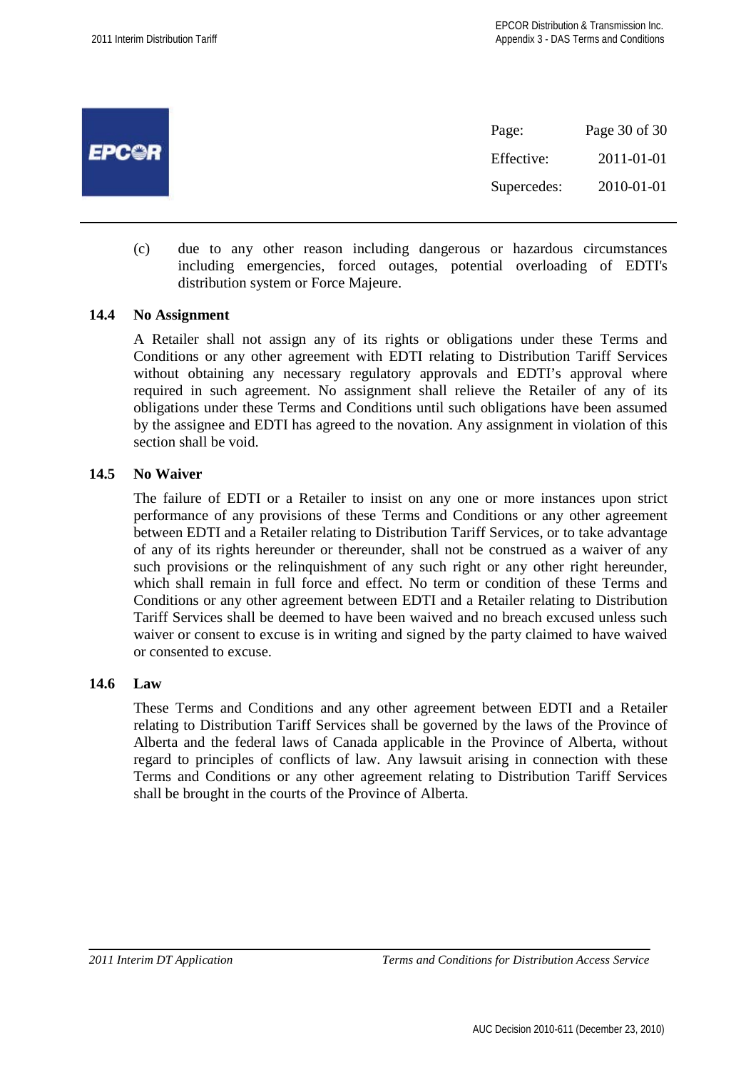(c) due to any other reason including dangerous or hazardous circumstances including emergencies, forced outages, potential overloading of EDTI's distribution system or Force Majeure.

### 14.4 No Assignment

A Retailer shall not assign any of its rights or obligations under these Terms and Conditions or any other agreement with EDTI relating to Distribution Tariff Services without obtaining any necessary regulatory approvals and EDTI's approval where required in such agreement. No assignment shall relieve the Retailer of any of its obligations under these Terms and Conditions until such obligations have been assumed by the assignee and EDTI has agreed to the novation. Any assignment in violation of this section shall be void.

### 14.5 No Waiver

The failure of EDTI or a Retailer to insist on any one or more instances upon strict performance of any provisions of these Terms and Conditions or any other agreement between EDTI and a Retailer relating to Distribution Tariff Services, or to take advantage of any of its rights hereunder or thereunder, shall not be construed as a waiver of any such provisions or the relinquishment of any such right or any other right hereunder, which shall remain in full force and effect. No term or condition of these Terms and Conditions or any other agreement between EDTI and a Retailer relating to Distribution Tariff Services shall be deemed to have been waived and no breach excused unless such waiver or consent to excuse is in writing and signed by the party claimed to have waived or consented to excuse.

### 14.6 Law

These Terms and Conditions and any other agreement between EDTI and a Retailer relating to Distribution Tariff Services shall be governed by the laws of the Province of Alberta and the federal laws of Canada applicable in the Province of Alberta, without regard to principles of conflicts of law. Any lawsuit arising in connection with these Terms and Conditions or any other agreement relating to Distribution Tariff Services shall be brought in the courts of the Province of Alberta.